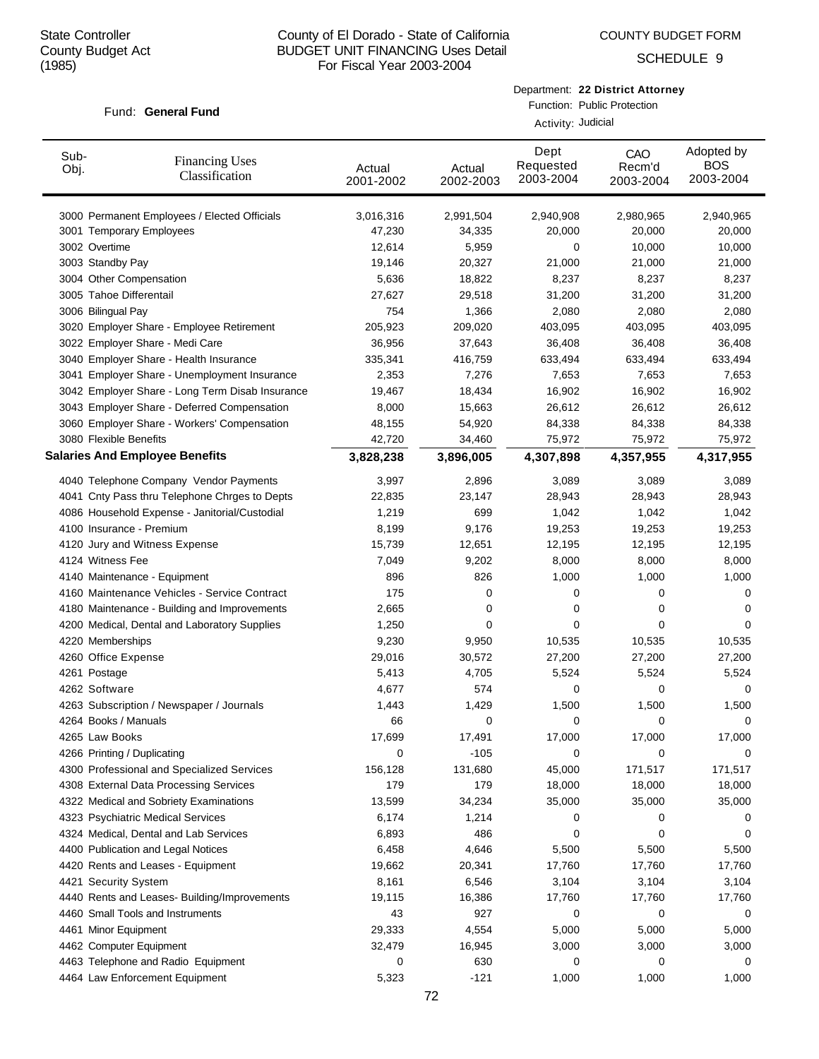State Controller
County Budget Act
(1985)

# County of El Dorado - State of California
## BUDGET UNIT FINANCING Uses Detail
For Fiscal Year 2003-2004

COUNTY BUDGET FORM

SCHEDULE 9

Fund: **General Fund**

Department: **22 District Attorney**
Function: Public Protection
Activity: Judicial

| Sub-Obj. | Financing Uses Classification | Actual 2001-2002 | Actual 2002-2003 | Dept Requested 2003-2004 | CAO Recm'd 2003-2004 | Adopted by BOS 2003-2004 |
|---|---|---|---|---|---|---|
| 3000 | Permanent Employees / Elected Officials | 3,016,316 | 2,991,504 | 2,940,908 | 2,980,965 | 2,940,965 |
| 3001 | Temporary Employees | 47,230 | 34,335 | 20,000 | 20,000 | 20,000 |
| 3002 | Overtime | 12,614 | 5,959 | 0 | 10,000 | 10,000 |
| 3003 | Standby Pay | 19,146 | 20,327 | 21,000 | 21,000 | 21,000 |
| 3004 | Other Compensation | 5,636 | 18,822 | 8,237 | 8,237 | 8,237 |
| 3005 | Tahoe Differentail | 27,627 | 29,518 | 31,200 | 31,200 | 31,200 |
| 3006 | Bilingual Pay | 754 | 1,366 | 2,080 | 2,080 | 2,080 |
| 3020 | Employer Share - Employee Retirement | 205,923 | 209,020 | 403,095 | 403,095 | 403,095 |
| 3022 | Employer Share - Medi Care | 36,956 | 37,643 | 36,408 | 36,408 | 36,408 |
| 3040 | Employer Share - Health Insurance | 335,341 | 416,759 | 633,494 | 633,494 | 633,494 |
| 3041 | Employer Share - Unemployment Insurance | 2,353 | 7,276 | 7,653 | 7,653 | 7,653 |
| 3042 | Employer Share - Long Term Disab Insurance | 19,467 | 18,434 | 16,902 | 16,902 | 16,902 |
| 3043 | Employer Share - Deferred Compensation | 8,000 | 15,663 | 26,612 | 26,612 | 26,612 |
| 3060 | Employer Share - Workers' Compensation | 48,155 | 54,920 | 84,338 | 84,338 | 84,338 |
| 3080 | Flexible Benefits | 42,720 | 34,460 | 75,972 | 75,972 | 75,972 |
| **Salaries And Employee Benefits** | | **3,828,238** | **3,896,005** | **4,307,898** | **4,357,955** | **4,317,955** |
| 4040 | Telephone Company Vendor Payments | 3,997 | 2,896 | 3,089 | 3,089 | 3,089 |
| 4041 | Cnty Pass thru Telephone Chrges to Depts | 22,835 | 23,147 | 28,943 | 28,943 | 28,943 |
| 4086 | Household Expense - Janitorial/Custodial | 1,219 | 699 | 1,042 | 1,042 | 1,042 |
| 4100 | Insurance - Premium | 8,199 | 9,176 | 19,253 | 19,253 | 19,253 |
| 4120 | Jury and Witness Expense | 15,739 | 12,651 | 12,195 | 12,195 | 12,195 |
| 4124 | Witness Fee | 7,049 | 9,202 | 8,000 | 8,000 | 8,000 |
| 4140 | Maintenance - Equipment | 896 | 826 | 1,000 | 1,000 | 1,000 |
| 4160 | Maintenance Vehicles - Service Contract | 175 | 0 | 0 | 0 | 0 |
| 4180 | Maintenance - Building and Improvements | 2,665 | 0 | 0 | 0 | 0 |
| 4200 | Medical, Dental and Laboratory Supplies | 1,250 | 0 | 0 | 0 | 0 |
| 4220 | Memberships | 9,230 | 9,950 | 10,535 | 10,535 | 10,535 |
| 4260 | Office Expense | 29,016 | 30,572 | 27,200 | 27,200 | 27,200 |
| 4261 | Postage | 5,413 | 4,705 | 5,524 | 5,524 | 5,524 |
| 4262 | Software | 4,677 | 574 | 0 | 0 | 0 |
| 4263 | Subscription / Newspaper / Journals | 1,443 | 1,429 | 1,500 | 1,500 | 1,500 |
| 4264 | Books / Manuals | 66 | 0 | 0 | 0 | 0 |
| 4265 | Law Books | 17,699 | 17,491 | 17,000 | 17,000 | 17,000 |
| 4266 | Printing / Duplicating | 0 | -105 | 0 | 0 | 0 |
| 4300 | Professional and Specialized Services | 156,128 | 131,680 | 45,000 | 171,517 | 171,517 |
| 4308 | External Data Processing Services | 179 | 179 | 18,000 | 18,000 | 18,000 |
| 4322 | Medical and Sobriety Examinations | 13,599 | 34,234 | 35,000 | 35,000 | 35,000 |
| 4323 | Psychiatric Medical Services | 6,174 | 1,214 | 0 | 0 | 0 |
| 4324 | Medical, Dental and Lab Services | 6,893 | 486 | 0 | 0 | 0 |
| 4400 | Publication and Legal Notices | 6,458 | 4,646 | 5,500 | 5,500 | 5,500 |
| 4420 | Rents and Leases - Equipment | 19,662 | 20,341 | 17,760 | 17,760 | 17,760 |
| 4421 | Security System | 8,161 | 6,546 | 3,104 | 3,104 | 3,104 |
| 4440 | Rents and Leases- Building/Improvements | 19,115 | 16,386 | 17,760 | 17,760 | 17,760 |
| 4460 | Small Tools and Instruments | 43 | 927 | 0 | 0 | 0 |
| 4461 | Minor Equipment | 29,333 | 4,554 | 5,000 | 5,000 | 5,000 |
| 4462 | Computer Equipment | 32,479 | 16,945 | 3,000 | 3,000 | 3,000 |
| 4463 | Telephone and Radio Equipment | 0 | 630 | 0 | 0 | 0 |
| 4464 | Law Enforcement Equipment | 5,323 | -121 | 1,000 | 1,000 | 1,000 |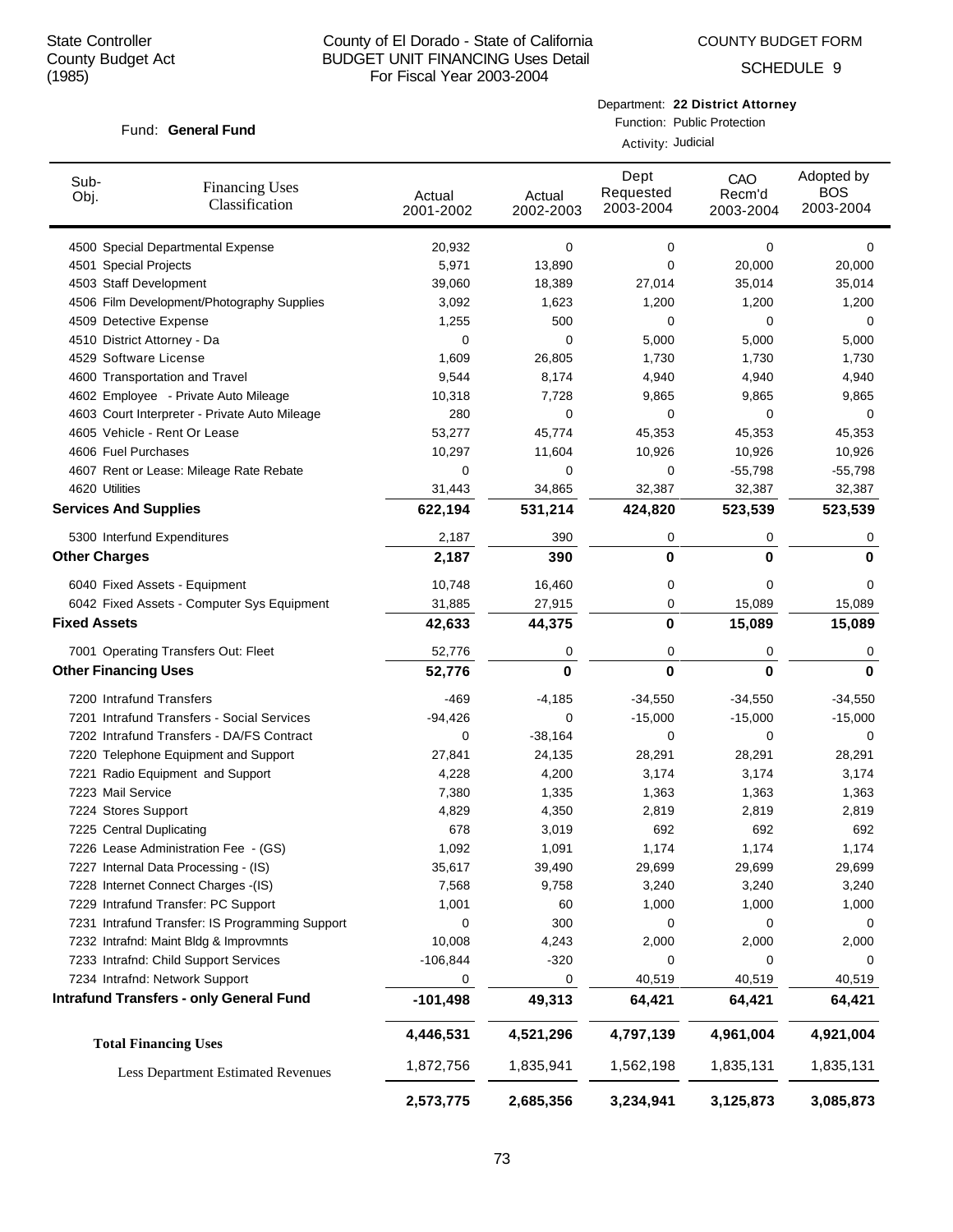State Controller
County Budget Act
(1985)

County of El Dorado - State of California
BUDGET UNIT FINANCING Uses Detail
For Fiscal Year 2003-2004

COUNTY BUDGET FORM
SCHEDULE 9

Fund: **General Fund**

Department: **22 District Attorney**
Function: Public Protection
Activity: Judicial

| Sub-Obj. | Financing Uses Classification | Actual 2001-2002 | Actual 2002-2003 | Dept Requested 2003-2004 | CAO Recm'd 2003-2004 | Adopted by BOS 2003-2004 |
|---|---|---|---|---|---|---|
| 4500 | Special Departmental Expense | 20,932 | 0 | 0 | 0 | 0 |
| 4501 | Special Projects | 5,971 | 13,890 | 0 | 20,000 | 20,000 |
| 4503 | Staff Development | 39,060 | 18,389 | 27,014 | 35,014 | 35,014 |
| 4506 | Film Development/Photography Supplies | 3,092 | 1,623 | 1,200 | 1,200 | 1,200 |
| 4509 | Detective Expense | 1,255 | 500 | 0 | 0 | 0 |
| 4510 | District Attorney - Da | 0 | 0 | 5,000 | 5,000 | 5,000 |
| 4529 | Software License | 1,609 | 26,805 | 1,730 | 1,730 | 1,730 |
| 4600 | Transportation and Travel | 9,544 | 8,174 | 4,940 | 4,940 | 4,940 |
| 4602 | Employee - Private Auto Mileage | 10,318 | 7,728 | 9,865 | 9,865 | 9,865 |
| 4603 | Court Interpreter - Private Auto Mileage | 280 | 0 | 0 | 0 | 0 |
| 4605 | Vehicle - Rent Or Lease | 53,277 | 45,774 | 45,353 | 45,353 | 45,353 |
| 4606 | Fuel Purchases | 10,297 | 11,604 | 10,926 | 10,926 | 10,926 |
| 4607 | Rent or Lease: Mileage Rate Rebate | 0 | 0 | 0 | -55,798 | -55,798 |
| 4620 | Utilities | 31,443 | 34,865 | 32,387 | 32,387 | 32,387 |
| **Services And Supplies** | | **622,194** | **531,214** | **424,820** | **523,539** | **523,539** |
| 5300 | Interfund Expenditures | 2,187 | 390 | 0 | 0 | 0 |
| **Other Charges** | | **2,187** | **390** | **0** | **0** | **0** |
| 6040 | Fixed Assets - Equipment | 10,748 | 16,460 | 0 | 0 | 0 |
| 6042 | Fixed Assets - Computer Sys Equipment | 31,885 | 27,915 | 0 | 15,089 | 15,089 |
| **Fixed Assets** | | **42,633** | **44,375** | **0** | **15,089** | **15,089** |
| 7001 | Operating Transfers Out: Fleet | 52,776 | 0 | 0 | 0 | 0 |
| **Other Financing Uses** | | **52,776** | **0** | **0** | **0** | **0** |
| 7200 | Intrafund Transfers | -469 | -4,185 | -34,550 | -34,550 | -34,550 |
| 7201 | Intrafund Transfers - Social Services | -94,426 | 0 | -15,000 | -15,000 | -15,000 |
| 7202 | Intrafund Transfers - DA/FS Contract | 0 | -38,164 | 0 | 0 | 0 |
| 7220 | Telephone Equipment and Support | 27,841 | 24,135 | 28,291 | 28,291 | 28,291 |
| 7221 | Radio Equipment and Support | 4,228 | 4,200 | 3,174 | 3,174 | 3,174 |
| 7223 | Mail Service | 7,380 | 1,335 | 1,363 | 1,363 | 1,363 |
| 7224 | Stores Support | 4,829 | 4,350 | 2,819 | 2,819 | 2,819 |
| 7225 | Central Duplicating | 678 | 3,019 | 692 | 692 | 692 |
| 7226 | Lease Administration Fee - (GS) | 1,092 | 1,091 | 1,174 | 1,174 | 1,174 |
| 7227 | Internal Data Processing - (IS) | 35,617 | 39,490 | 29,699 | 29,699 | 29,699 |
| 7228 | Internet Connect Charges -(IS) | 7,568 | 9,758 | 3,240 | 3,240 | 3,240 |
| 7229 | Intrafund Transfer: PC Support | 1,001 | 60 | 1,000 | 1,000 | 1,000 |
| 7231 | Intrafund Transfer: IS Programming Support | 0 | 300 | 0 | 0 | 0 |
| 7232 | Intrafnd: Maint Bldg & Improvmnts | 10,008 | 4,243 | 2,000 | 2,000 | 2,000 |
| 7233 | Intrafnd: Child Support Services | -106,844 | -320 | 0 | 0 | 0 |
| 7234 | Intrafnd: Network Support | 0 | 0 | 40,519 | 40,519 | 40,519 |
| **Intrafund Transfers - only General Fund** | | **-101,498** | **49,313** | **64,421** | **64,421** | **64,421** |
| **Total Financing Uses** | | **4,446,531** | **4,521,296** | **4,797,139** | **4,961,004** | **4,921,004** |
| Less Department Estimated Revenues | | 1,835,941 → | | | | |

State Controller
County Budget Act
(1985)

County of El Dorado - State of California
BUDGET UNIT FINANCING Uses Detail
For Fiscal Year 2003-2004

COUNTY BUDGET FORM
SCHEDULE 9

Fund: **General Fund**

Department: **22 District Attorney**
Function: Public Protection
Activity: Judicial

| Sub-Obj. | Financing Uses Classification | Actual 2001-2002 | Actual 2002-2003 | Dept Requested 2003-2004 | CAO Recm'd 2003-2004 | Adopted by BOS 2003-2004 |
|---|---|---|---|---|---|---|
| 4500 | Special Departmental Expense | 20,932 | 0 | 0 | 0 | 0 |
| 4501 | Special Projects | 5,971 | 13,890 | 0 | 20,000 | 20,000 |
| 4503 | Staff Development | 39,060 | 18,389 | 27,014 | 35,014 | 35,014 |
| 4506 | Film Development/Photography Supplies | 3,092 | 1,623 | 1,200 | 1,200 | 1,200 |
| 4509 | Detective Expense | 1,255 | 500 | 0 | 0 | 0 |
| 4510 | District Attorney - Da | 0 | 0 | 5,000 | 5,000 | 5,000 |
| 4529 | Software License | 1,609 | 26,805 | 1,730 | 1,730 | 1,730 |
| 4600 | Transportation and Travel | 9,544 | 8,174 | 4,940 | 4,940 | 4,940 |
| 4602 | Employee - Private Auto Mileage | 10,318 | 7,728 | 9,865 | 9,865 | 9,865 |
| 4603 | Court Interpreter - Private Auto Mileage | 280 | 0 | 0 | 0 | 0 |
| 4605 | Vehicle - Rent Or Lease | 53,277 | 45,774 | 45,353 | 45,353 | 45,353 |
| 4606 | Fuel Purchases | 10,297 | 11,604 | 10,926 | 10,926 | 10,926 |
| 4607 | Rent or Lease: Mileage Rate Rebate | 0 | 0 | 0 | -55,798 | -55,798 |
| 4620 | Utilities | 31,443 | 34,865 | 32,387 | 32,387 | 32,387 |
| **Services And Supplies** | | **622,194** | **531,214** | **424,820** | **523,539** | **523,539** |
| 5300 | Interfund Expenditures | 2,187 | 390 | 0 | 0 | 0 |
| **Other Charges** | | **2,187** | **390** | **0** | **0** | **0** |
| 6040 | Fixed Assets - Equipment | 10,748 | 16,460 | 0 | 0 | 0 |
| 6042 | Fixed Assets - Computer Sys Equipment | 31,885 | 27,915 | 0 | 15,089 | 15,089 |
| **Fixed Assets** | | **42,633** | **44,375** | **0** | **15,089** | **15,089** |
| 7001 | Operating Transfers Out: Fleet | 52,776 | 0 | 0 | 0 | 0 |
| **Other Financing Uses** | | **52,776** | **0** | **0** | **0** | **0** |
| 7200 | Intrafund Transfers | -469 | -4,185 | -34,550 | -34,550 | -34,550 |
| 7201 | Intrafund Transfers - Social Services | -94,426 | 0 | -15,000 | -15,000 | -15,000 |
| 7202 | Intrafund Transfers - DA/FS Contract | 0 | -38,164 | 0 | 0 | 0 |
| 7220 | Telephone Equipment and Support | 27,841 | 24,135 | 28,291 | 28,291 | 28,291 |
| 7221 | Radio Equipment and Support | 4,228 | 4,200 | 3,174 | 3,174 | 3,174 |
| 7223 | Mail Service | 7,380 | 1,335 | 1,363 | 1,363 | 1,363 |
| 7224 | Stores Support | 4,829 | 4,350 | 2,819 | 2,819 | 2,819 |
| 7225 | Central Duplicating | 678 | 3,019 | 692 | 692 | 692 |
| 7226 | Lease Administration Fee - (GS) | 1,092 | 1,091 | 1,174 | 1,174 | 1,174 |
| 7227 | Internal Data Processing - (IS) | 35,617 | 39,490 | 29,699 | 29,699 | 29,699 |
| 7228 | Internet Connect Charges -(IS) | 7,568 | 9,758 | 3,240 | 3,240 | 3,240 |
| 7229 | Intrafund Transfer: PC Support | 1,001 | 60 | 1,000 | 1,000 | 1,000 |
| 7231 | Intrafund Transfer: IS Programming Support | 0 | 300 | 0 | 0 | 0 |
| 7232 | Intrafnd: Maint Bldg & Improvmnts | 10,008 | 4,243 | 2,000 | 2,000 | 2,000 |
| 7233 | Intrafnd: Child Support Services | -106,844 | -320 | 0 | 0 | 0 |
| 7234 | Intrafnd: Network Support | 0 | 0 | 40,519 | 40,519 | 40,519 |
| **Intrafund Transfers - only General Fund** | | **-101,498** | **49,313** | **64,421** | **64,421** | **64,421** |
| **Total Financing Uses** | | **4,446,531** | **4,521,296** | **4,797,139** | **4,961,004** | **4,921,004** |
| Less Department Estimated Revenues | | 1,872,756 | 1,835,941 | 1,562,198 | 1,835,131 | 1,835,131 |
| | | **2,573,775** | **2,685,356** | **3,234,941** | **3,125,873** | **3,085,873** |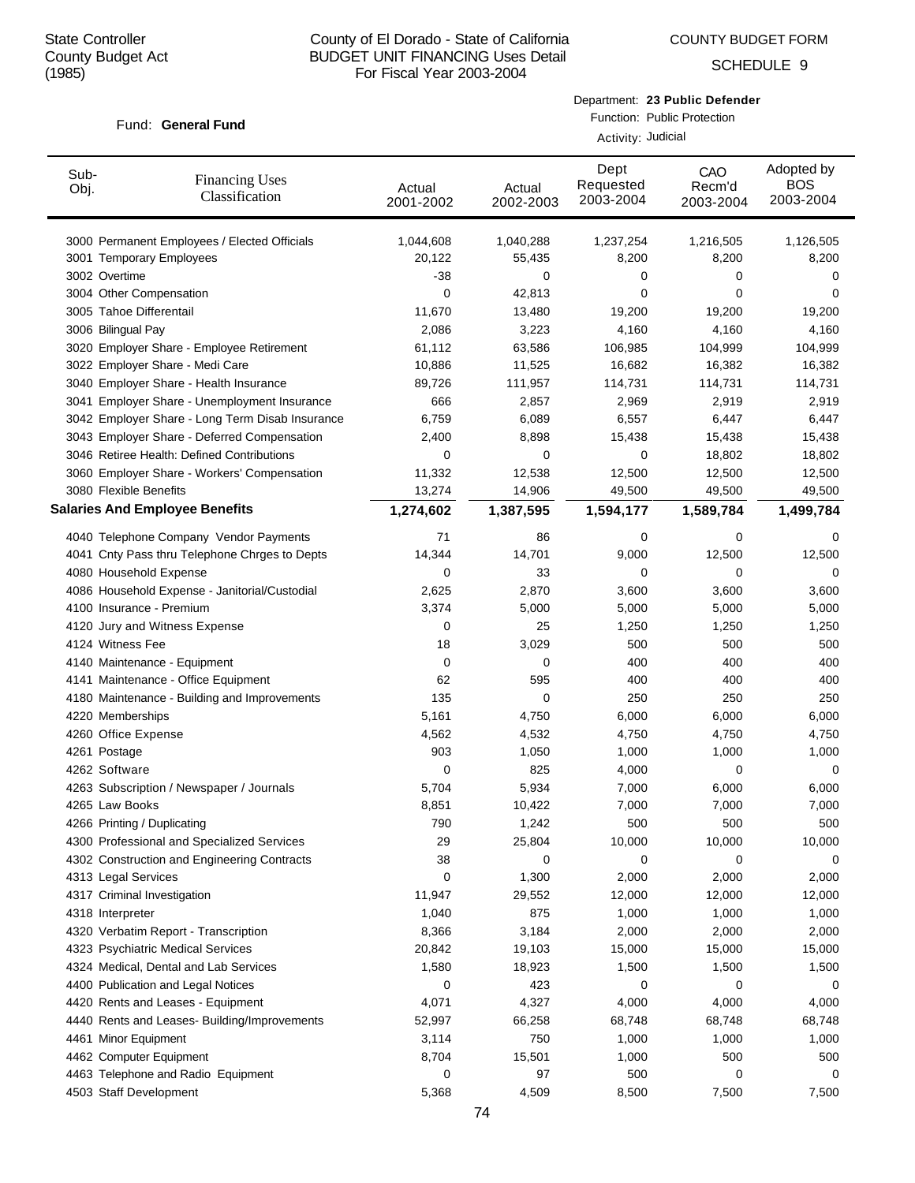State Controller
County Budget Act
(1985)

County of El Dorado - State of California
BUDGET UNIT FINANCING Uses Detail
For Fiscal Year 2003-2004

COUNTY BUDGET FORM

SCHEDULE 9

Fund: **General Fund**

Department: **23 Public Defender**
Function: Public Protection
Activity: Judicial

| Sub-Obj. | Financing Uses Classification | Actual 2001-2002 | Actual 2002-2003 | Dept Requested 2003-2004 | CAO Recm'd 2003-2004 | Adopted by BOS 2003-2004 |
|---|---|---|---|---|---|---|
| 3000 | Permanent Employees / Elected Officials | 1,044,608 | 1,040,288 | 1,237,254 | 1,216,505 | 1,126,505 |
| 3001 | Temporary Employees | 20,122 | 55,435 | 8,200 | 8,200 | 8,200 |
| 3002 | Overtime | -38 | 0 | 0 | 0 | 0 |
| 3004 | Other Compensation | 0 | 42,813 | 0 | 0 | 0 |
| 3005 | Tahoe Differentail | 11,670 | 13,480 | 19,200 | 19,200 | 19,200 |
| 3006 | Bilingual Pay | 2,086 | 3,223 | 4,160 | 4,160 | 4,160 |
| 3020 | Employer Share - Employee Retirement | 61,112 | 63,586 | 106,985 | 104,999 | 104,999 |
| 3022 | Employer Share - Medi Care | 10,886 | 11,525 | 16,682 | 16,382 | 16,382 |
| 3040 | Employer Share - Health Insurance | 89,726 | 111,957 | 114,731 | 114,731 | 114,731 |
| 3041 | Employer Share - Unemployment Insurance | 666 | 2,857 | 2,969 | 2,919 | 2,919 |
| 3042 | Employer Share - Long Term Disab Insurance | 6,759 | 6,089 | 6,557 | 6,447 | 6,447 |
| 3043 | Employer Share - Deferred Compensation | 2,400 | 8,898 | 15,438 | 15,438 | 15,438 |
| 3046 | Retiree Health: Defined Contributions | 0 | 0 | 0 | 18,802 | 18,802 |
| 3060 | Employer Share - Workers' Compensation | 11,332 | 12,538 | 12,500 | 12,500 | 12,500 |
| 3080 | Flexible Benefits | 13,274 | 14,906 | 49,500 | 49,500 | 49,500 |
| **Salaries And Employee Benefits** | | **1,274,602** | **1,387,595** | **1,594,177** | **1,589,784** | **1,499,784** |
| 4040 | Telephone Company Vendor Payments | 71 | 86 | 0 | 0 | 0 |
| 4041 | Cnty Pass thru Telephone Chrges to Depts | 14,344 | 14,701 | 9,000 | 12,500 | 12,500 |
| 4080 | Household Expense | 0 | 33 | 0 | 0 | 0 |
| 4086 | Household Expense - Janitorial/Custodial | 2,625 | 2,870 | 3,600 | 3,600 | 3,600 |
| 4100 | Insurance - Premium | 3,374 | 5,000 | 5,000 | 5,000 | 5,000 |
| 4120 | Jury and Witness Expense | 0 | 25 | 1,250 | 1,250 | 1,250 |
| 4124 | Witness Fee | 18 | 3,029 | 500 | 500 | 500 |
| 4140 | Maintenance - Equipment | 0 | 0 | 400 | 400 | 400 |
| 4141 | Maintenance - Office Equipment | 62 | 595 | 400 | 400 | 400 |
| 4180 | Maintenance - Building and Improvements | 135 | 0 | 250 | 250 | 250 |
| 4220 | Memberships | 5,161 | 4,750 | 6,000 | 6,000 | 6,000 |
| 4260 | Office Expense | 4,562 | 4,532 | 4,750 | 4,750 | 4,750 |
| 4261 | Postage | 903 | 1,050 | 1,000 | 1,000 | 1,000 |
| 4262 | Software | 0 | 825 | 4,000 | 0 | 0 |
| 4263 | Subscription / Newspaper / Journals | 5,704 | 5,934 | 7,000 | 6,000 | 6,000 |
| 4265 | Law Books | 8,851 | 10,422 | 7,000 | 7,000 | 7,000 |
| 4266 | Printing / Duplicating | 790 | 1,242 | 500 | 500 | 500 |
| 4300 | Professional and Specialized Services | 29 | 25,804 | 10,000 | 10,000 | 10,000 |
| 4302 | Construction and Engineering Contracts | 38 | 0 | 0 | 0 | 0 |
| 4313 | Legal Services | 0 | 1,300 | 2,000 | 2,000 | 2,000 |
| 4317 | Criminal Investigation | 11,947 | 29,552 | 12,000 | 12,000 | 12,000 |
| 4318 | Interpreter | 1,040 | 875 | 1,000 | 1,000 | 1,000 |
| 4320 | Verbatim Report - Transcription | 8,366 | 3,184 | 2,000 | 2,000 | 2,000 |
| 4323 | Psychiatric Medical Services | 20,842 | 19,103 | 15,000 | 15,000 | 15,000 |
| 4324 | Medical, Dental and Lab Services | 1,580 | 18,923 | 1,500 | 1,500 | 1,500 |
| 4400 | Publication and Legal Notices | 0 | 423 | 0 | 0 | 0 |
| 4420 | Rents and Leases - Equipment | 4,071 | 4,327 | 4,000 | 4,000 | 4,000 |
| 4440 | Rents and Leases- Building/Improvements | 52,997 | 66,258 | 68,748 | 68,748 | 68,748 |
| 4461 | Minor Equipment | 3,114 | 750 | 1,000 | 1,000 | 1,000 |
| 4462 | Computer Equipment | 8,704 | 15,501 | 1,000 | 500 | 500 |
| 4463 | Telephone and Radio Equipment | 0 | 97 | 500 | 0 | 0 |
| 4503 | Staff Development | 5,368 | 4,509 | 8,500 | 7,500 | 7,500 |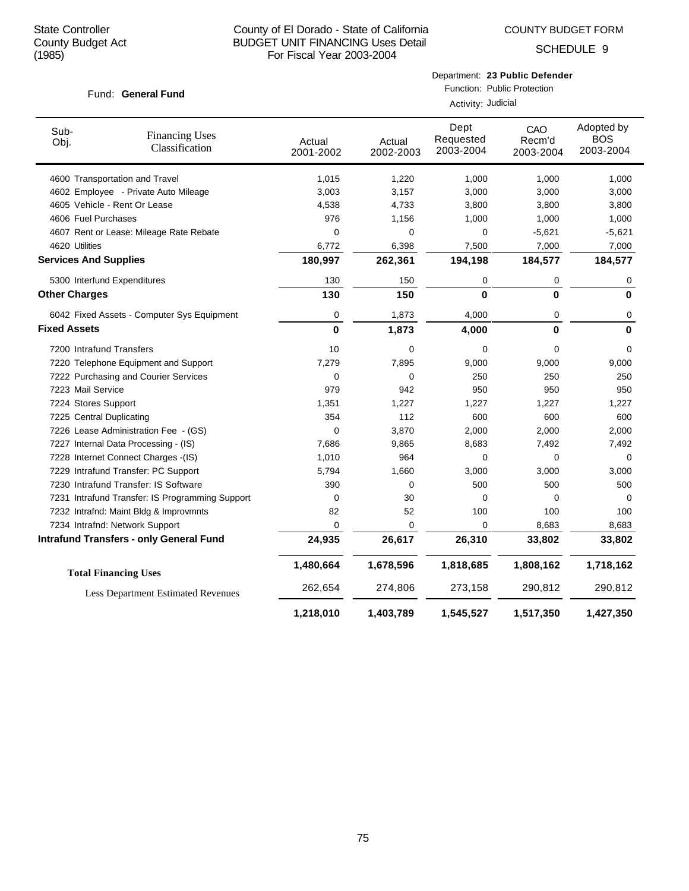State Controller
County Budget Act
(1985)

County of El Dorado - State of California
BUDGET UNIT FINANCING Uses Detail
For Fiscal Year 2003-2004

COUNTY BUDGET FORM

SCHEDULE 9

Fund: **General Fund**

Department: **23 Public Defender**
Function: Public Protection
Activity: Judicial

| Sub-Obj. | Financing Uses Classification | Actual 2001-2002 | Actual 2002-2003 | Dept Requested 2003-2004 | CAO Recm'd 2003-2004 | Adopted by BOS 2003-2004 |
|---|---|---|---|---|---|---|
| 4600 | Transportation and Travel | 1,015 | 1,220 | 1,000 | 1,000 | 1,000 |
| 4602 | Employee - Private Auto Mileage | 3,003 | 3,157 | 3,000 | 3,000 | 3,000 |
| 4605 | Vehicle - Rent Or Lease | 4,538 | 4,733 | 3,800 | 3,800 | 3,800 |
| 4606 | Fuel Purchases | 976 | 1,156 | 1,000 | 1,000 | 1,000 |
| 4607 | Rent or Lease: Mileage Rate Rebate | 0 | 0 | 0 | -5,621 | -5,621 |
| 4620 | Utilities | 6,772 | 6,398 | 7,500 | 7,000 | 7,000 |
| **Services And Supplies** | | **180,997** | **262,361** | **194,198** | **184,577** | **184,577** |
| 5300 | Interfund Expenditures | 130 | 150 | 0 | 0 | 0 |
| **Other Charges** | | **130** | **150** | **0** | **0** | **0** |
| 6042 | Fixed Assets - Computer Sys Equipment | 0 | 1,873 | 4,000 | 0 | 0 |
| **Fixed Assets** | | **0** | **1,873** | **4,000** | **0** | **0** |
| 7200 | Intrafund Transfers | 10 | 0 | 0 | 0 | 0 |
| 7220 | Telephone Equipment and Support | 7,279 | 7,895 | 9,000 | 9,000 | 9,000 |
| 7222 | Purchasing and Courier Services | 0 | 0 | 250 | 250 | 250 |
| 7223 | Mail Service | 979 | 942 | 950 | 950 | 950 |
| 7224 | Stores Support | 1,351 | 1,227 | 1,227 | 1,227 | 1,227 |
| 7225 | Central Duplicating | 354 | 112 | 600 | 600 | 600 |
| 7226 | Lease Administration Fee - (GS) | 0 | 3,870 | 2,000 | 2,000 | 2,000 |
| 7227 | Internal Data Processing - (IS) | 7,686 | 9,865 | 8,683 | 7,492 | 7,492 |
| 7228 | Internet Connect Charges -(IS) | 1,010 | 964 | 0 | 0 | 0 |
| 7229 | Intrafund Transfer: PC Support | 5,794 | 1,660 | 3,000 | 3,000 | 3,000 |
| 7230 | Intrafund Transfer: IS Software | 390 | 0 | 500 | 500 | 500 |
| 7231 | Intrafund Transfer: IS Programming Support | 0 | 30 | 0 | 0 | 0 |
| 7232 | Intrafnd: Maint Bldg & Improvmnts | 82 | 52 | 100 | 100 | 100 |
| 7234 | Intrafnd: Network Support | 0 | 0 | 0 | 8,683 | 8,683 |
| **Intrafund Transfers - only General Fund** | | **24,935** | **26,617** | **26,310** | **33,802** | **33,802** |
| **Total Financing Uses** | | **1,480,664** | **1,678,596** | **1,818,685** | **1,808,162** | **1,718,162** |
| Less Department Estimated Revenues | | 262,654 | 274,806 | 273,158 | 290,812 | 290,812 |
| | | **1,218,010** | **1,403,789** | **1,545,527** | **1,517,350** | **1,427,350** |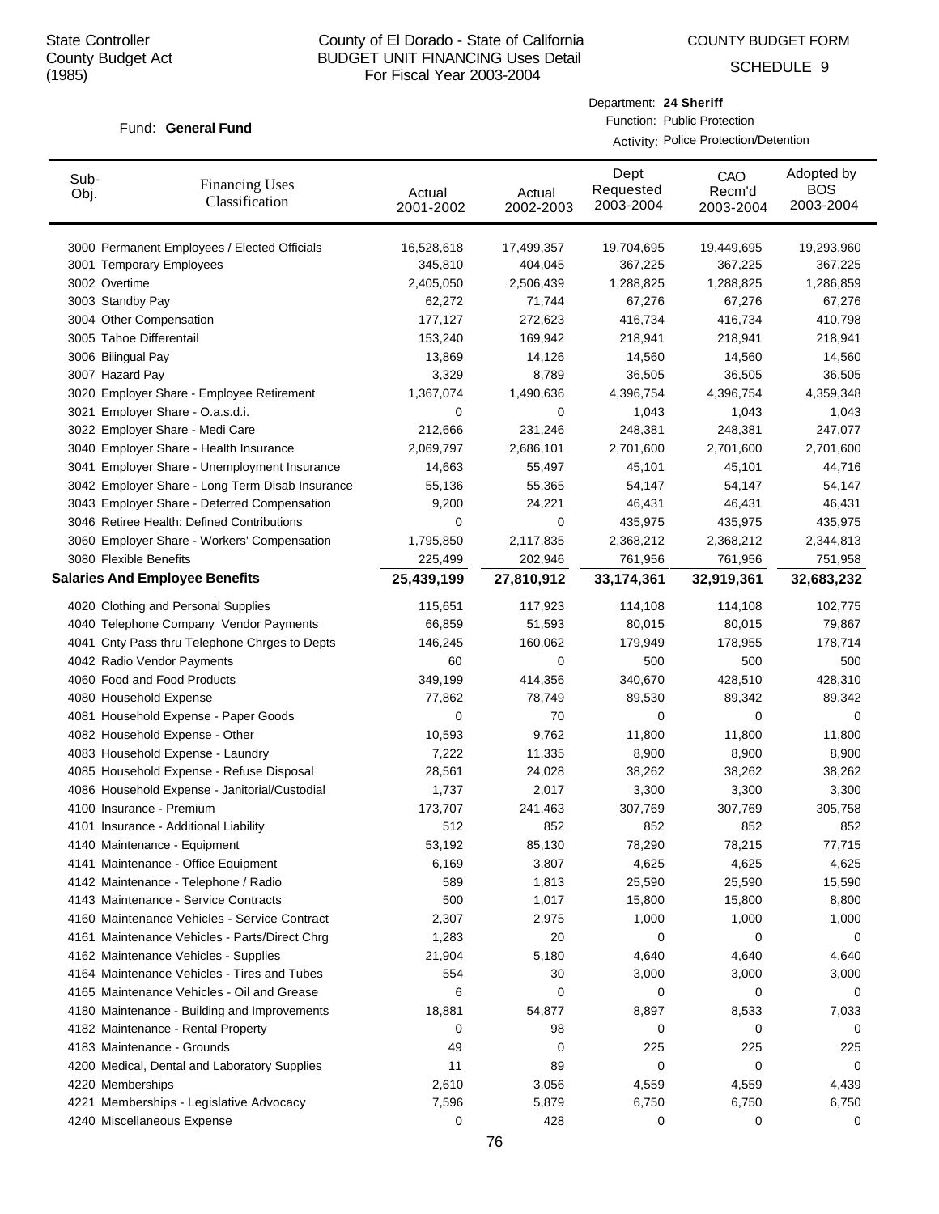State Controller
County Budget Act
(1985)

County of El Dorado - State of California
BUDGET UNIT FINANCING Uses Detail
For Fiscal Year 2003-2004

COUNTY BUDGET FORM
SCHEDULE 9

Fund: **General Fund**

Department: **24 Sheriff**
Function: Public Protection
Activity: Police Protection/Detention

| Sub-Obj. | Financing Uses Classification | Actual 2001-2002 | Actual 2002-2003 | Dept Requested 2003-2004 | CAO Recm'd 2003-2004 | Adopted by BOS 2003-2004 |
|---|---|---|---|---|---|---|
| 3000 | Permanent Employees / Elected Officials | 16,528,618 | 17,499,357 | 19,704,695 | 19,449,695 | 19,293,960 |
| 3001 | Temporary Employees | 345,810 | 404,045 | 367,225 | 367,225 | 367,225 |
| 3002 | Overtime | 2,405,050 | 2,506,439 | 1,288,825 | 1,288,825 | 1,286,859 |
| 3003 | Standby Pay | 62,272 | 71,744 | 67,276 | 67,276 | 67,276 |
| 3004 | Other Compensation | 177,127 | 272,623 | 416,734 | 416,734 | 410,798 |
| 3005 | Tahoe Differentail | 153,240 | 169,942 | 218,941 | 218,941 | 218,941 |
| 3006 | Bilingual Pay | 13,869 | 14,126 | 14,560 | 14,560 | 14,560 |
| 3007 | Hazard Pay | 3,329 | 8,789 | 36,505 | 36,505 | 36,505 |
| 3020 | Employer Share - Employee Retirement | 1,367,074 | 1,490,636 | 4,396,754 | 4,396,754 | 4,359,348 |
| 3021 | Employer Share - O.a.s.d.i. | 0 | 0 | 1,043 | 1,043 | 1,043 |
| 3022 | Employer Share - Medi Care | 212,666 | 231,246 | 248,381 | 248,381 | 247,077 |
| 3040 | Employer Share - Health Insurance | 2,069,797 | 2,686,101 | 2,701,600 | 2,701,600 | 2,701,600 |
| 3041 | Employer Share - Unemployment Insurance | 14,663 | 55,497 | 45,101 | 45,101 | 44,716 |
| 3042 | Employer Share - Long Term Disab Insurance | 55,136 | 55,365 | 54,147 | 54,147 | 54,147 |
| 3043 | Employer Share - Deferred Compensation | 9,200 | 24,221 | 46,431 | 46,431 | 46,431 |
| 3046 | Retiree Health: Defined Contributions | 0 | 0 | 435,975 | 435,975 | 435,975 |
| 3060 | Employer Share - Workers' Compensation | 1,795,850 | 2,117,835 | 2,368,212 | 2,368,212 | 2,344,813 |
| 3080 | Flexible Benefits | 225,499 | 202,946 | 761,956 | 761,956 | 751,958 |
| **Salaries And Employee Benefits** | | **25,439,199** | **27,810,912** | **33,174,361** | **32,919,361** | **32,683,232** |
| 4020 | Clothing and Personal Supplies | 115,651 | 117,923 | 114,108 | 114,108 | 102,775 |
| 4040 | Telephone Company Vendor Payments | 66,859 | 51,593 | 80,015 | 80,015 | 79,867 |
| 4041 | Cnty Pass thru Telephone Chrges to Depts | 146,245 | 160,062 | 179,949 | 178,955 | 178,714 |
| 4042 | Radio Vendor Payments | 60 | 0 | 500 | 500 | 500 |
| 4060 | Food and Food Products | 349,199 | 414,356 | 340,670 | 428,510 | 428,310 |
| 4080 | Household Expense | 77,862 | 78,749 | 89,530 | 89,342 | 89,342 |
| 4081 | Household Expense - Paper Goods | 0 | 70 | 0 | 0 | 0 |
| 4082 | Household Expense - Other | 10,593 | 9,762 | 11,800 | 11,800 | 11,800 |
| 4083 | Household Expense - Laundry | 7,222 | 11,335 | 8,900 | 8,900 | 8,900 |
| 4085 | Household Expense - Refuse Disposal | 28,561 | 24,028 | 38,262 | 38,262 | 38,262 |
| 4086 | Household Expense - Janitorial/Custodial | 1,737 | 2,017 | 3,300 | 3,300 | 3,300 |
| 4100 | Insurance - Premium | 173,707 | 241,463 | 307,769 | 307,769 | 305,758 |
| 4101 | Insurance - Additional Liability | 512 | 852 | 852 | 852 | 852 |
| 4140 | Maintenance - Equipment | 53,192 | 85,130 | 78,290 | 78,215 | 77,715 |
| 4141 | Maintenance - Office Equipment | 6,169 | 3,807 | 4,625 | 4,625 | 4,625 |
| 4142 | Maintenance - Telephone / Radio | 589 | 1,813 | 25,590 | 25,590 | 15,590 |
| 4143 | Maintenance - Service Contracts | 500 | 1,017 | 15,800 | 15,800 | 8,800 |
| 4160 | Maintenance Vehicles - Service Contract | 2,307 | 2,975 | 1,000 | 1,000 | 1,000 |
| 4161 | Maintenance Vehicles - Parts/Direct Chrg | 1,283 | 20 | 0 | 0 | 0 |
| 4162 | Maintenance Vehicles - Supplies | 21,904 | 5,180 | 4,640 | 4,640 | 4,640 |
| 4164 | Maintenance Vehicles - Tires and Tubes | 554 | 30 | 3,000 | 3,000 | 3,000 |
| 4165 | Maintenance Vehicles - Oil and Grease | 6 | 0 | 0 | 0 | 0 |
| 4180 | Maintenance - Building and Improvements | 18,881 | 54,877 | 8,897 | 8,533 | 7,033 |
| 4182 | Maintenance - Rental Property | 0 | 98 | 0 | 0 | 0 |
| 4183 | Maintenance - Grounds | 49 | 0 | 225 | 225 | 225 |
| 4200 | Medical, Dental and Laboratory Supplies | 11 | 89 | 0 | 0 | 0 |
| 4220 | Memberships | 2,610 | 3,056 | 4,559 | 4,559 | 4,439 |
| 4221 | Memberships - Legislative Advocacy | 7,596 | 5,879 | 6,750 | 6,750 | 6,750 |
| 4240 | Miscellaneous Expense | 0 | 428 | 0 | 0 | 0 |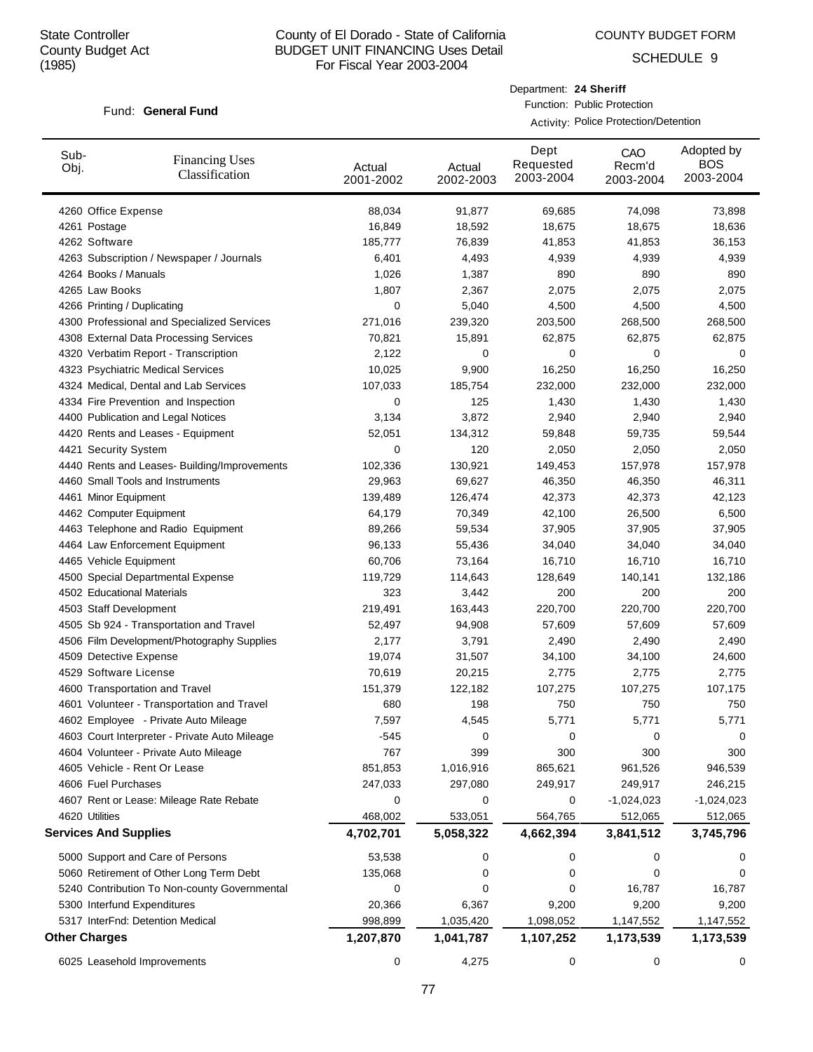State Controller
County Budget Act
(1985)

County of El Dorado - State of California
BUDGET UNIT FINANCING Uses Detail
For Fiscal Year 2003-2004

COUNTY BUDGET FORM
SCHEDULE 9

Fund: **General Fund**

Department: **24 Sheriff**
Function: Public Protection
Activity: Police Protection/Detention

| Sub-Obj. | Financing Uses Classification | Actual 2001-2002 | Actual 2002-2003 | Dept Requested 2003-2004 | CAO Recm'd 2003-2004 | Adopted by BOS 2003-2004 |
|---|---|---|---|---|---|---|
| 4260 | Office Expense | 88,034 | 91,877 | 69,685 | 74,098 | 73,898 |
| 4261 | Postage | 16,849 | 18,592 | 18,675 | 18,675 | 18,636 |
| 4262 | Software | 185,777 | 76,839 | 41,853 | 41,853 | 36,153 |
| 4263 | Subscription / Newspaper / Journals | 6,401 | 4,493 | 4,939 | 4,939 | 4,939 |
| 4264 | Books / Manuals | 1,026 | 1,387 | 890 | 890 | 890 |
| 4265 | Law Books | 1,807 | 2,367 | 2,075 | 2,075 | 2,075 |
| 4266 | Printing / Duplicating | 0 | 5,040 | 4,500 | 4,500 | 4,500 |
| 4300 | Professional and Specialized Services | 271,016 | 239,320 | 203,500 | 268,500 | 268,500 |
| 4308 | External Data Processing Services | 70,821 | 15,891 | 62,875 | 62,875 | 62,875 |
| 4320 | Verbatim Report - Transcription | 2,122 | 0 | 0 | 0 | 0 |
| 4323 | Psychiatric Medical Services | 10,025 | 9,900 | 16,250 | 16,250 | 16,250 |
| 4324 | Medical, Dental and Lab Services | 107,033 | 185,754 | 232,000 | 232,000 | 232,000 |
| 4334 | Fire Prevention and Inspection | 0 | 125 | 1,430 | 1,430 | 1,430 |
| 4400 | Publication and Legal Notices | 3,134 | 3,872 | 2,940 | 2,940 | 2,940 |
| 4420 | Rents and Leases - Equipment | 52,051 | 134,312 | 59,848 | 59,735 | 59,544 |
| 4421 | Security System | 0 | 120 | 2,050 | 2,050 | 2,050 |
| 4440 | Rents and Leases- Building/Improvements | 102,336 | 130,921 | 149,453 | 157,978 | 157,978 |
| 4460 | Small Tools and Instruments | 29,963 | 69,627 | 46,350 | 46,350 | 46,311 |
| 4461 | Minor Equipment | 139,489 | 126,474 | 42,373 | 42,373 | 42,123 |
| 4462 | Computer Equipment | 64,179 | 70,349 | 42,100 | 26,500 | 6,500 |
| 4463 | Telephone and Radio Equipment | 89,266 | 59,534 | 37,905 | 37,905 | 37,905 |
| 4464 | Law Enforcement Equipment | 96,133 | 55,436 | 34,040 | 34,040 | 34,040 |
| 4465 | Vehicle Equipment | 60,706 | 73,164 | 16,710 | 16,710 | 16,710 |
| 4500 | Special Departmental Expense | 119,729 | 114,643 | 128,649 | 140,141 | 132,186 |
| 4502 | Educational Materials | 323 | 3,442 | 200 | 200 | 200 |
| 4503 | Staff Development | 219,491 | 163,443 | 220,700 | 220,700 | 220,700 |
| 4505 | Sb 924 - Transportation and Travel | 52,497 | 94,908 | 57,609 | 57,609 | 57,609 |
| 4506 | Film Development/Photography Supplies | 2,177 | 3,791 | 2,490 | 2,490 | 2,490 |
| 4509 | Detective Expense | 19,074 | 31,507 | 34,100 | 34,100 | 24,600 |
| 4529 | Software License | 70,619 | 20,215 | 2,775 | 2,775 | 2,775 |
| 4600 | Transportation and Travel | 151,379 | 122,182 | 107,275 | 107,275 | 107,175 |
| 4601 | Volunteer - Transportation and Travel | 680 | 198 | 750 | 750 | 750 |
| 4602 | Employee - Private Auto Mileage | 7,597 | 4,545 | 5,771 | 5,771 | 5,771 |
| 4603 | Court Interpreter - Private Auto Mileage | -545 | 0 | 0 | 0 | 0 |
| 4604 | Volunteer - Private Auto Mileage | 767 | 399 | 300 | 300 | 300 |
| 4605 | Vehicle - Rent Or Lease | 851,853 | 1,016,916 | 865,621 | 961,526 | 946,539 |
| 4606 | Fuel Purchases | 247,033 | 297,080 | 249,917 | 249,917 | 246,215 |
| 4607 | Rent or Lease: Mileage Rate Rebate | 0 | 0 | 0 | -1,024,023 | -1,024,023 |
| 4620 | Utilities | 468,002 | 533,051 | 564,765 | 512,065 | 512,065 |
| **Services And Supplies** | | **4,702,701** | **5,058,322** | **4,662,394** | **3,841,512** | **3,745,796** |
| 5000 | Support and Care of Persons | 53,538 | 0 | 0 | 0 | 0 |
| 5060 | Retirement of Other Long Term Debt | 135,068 | 0 | 0 | 0 | 0 |
| 5240 | Contribution To Non-county Governmental | 0 | 0 | 0 | 16,787 | 16,787 |
| 5300 | Interfund Expenditures | 20,366 | 6,367 | 9,200 | 9,200 | 9,200 |
| 5317 | InterFnd: Detention Medical | 998,899 | 1,035,420 | 1,098,052 | 1,147,552 | 1,147,552 |
| **Other Charges** | | **1,207,870** | **1,041,787** | **1,107,252** | **1,173,539** | **1,173,539** |
| 6025 | Leasehold Improvements | 0 | 4,275 | 0 | 0 | 0 |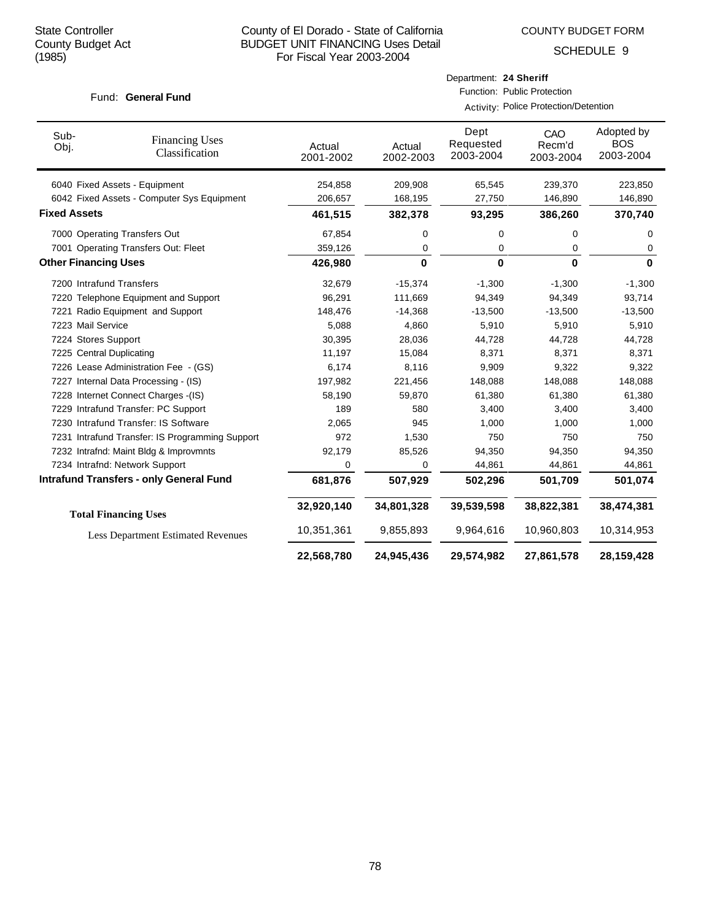State Controller
County Budget Act
(1985)

County of El Dorado - State of California
BUDGET UNIT FINANCING Uses Detail
For Fiscal Year 2003-2004

COUNTY BUDGET FORM
SCHEDULE 9

Fund: **General Fund**

Department: **24 Sheriff**
Function: Public Protection
Activity: Police Protection/Detention

| Sub-Obj. | Financing Uses Classification | Actual 2001-2002 | Actual 2002-2003 | Dept Requested 2003-2004 | CAO Recm'd 2003-2004 | Adopted by BOS 2003-2004 |
|---|---|---|---|---|---|---|
| 6040 | Fixed Assets - Equipment | 254,858 | 209,908 | 65,545 | 239,370 | 223,850 |
| 6042 | Fixed Assets - Computer Sys Equipment | 206,657 | 168,195 | 27,750 | 146,890 | 146,890 |
| **Fixed Assets** | | **461,515** | **382,378** | **93,295** | **386,260** | **370,740** |
| 7000 | Operating Transfers Out | 67,854 | 0 | 0 | 0 | 0 |
| 7001 | Operating Transfers Out: Fleet | 359,126 | 0 | 0 | 0 | 0 |
| **Other Financing Uses** | | **426,980** | **0** | **0** | **0** | **0** |
| 7200 | Intrafund Transfers | 32,679 | -15,374 | -1,300 | -1,300 | -1,300 |
| 7220 | Telephone Equipment and Support | 96,291 | 111,669 | 94,349 | 94,349 | 93,714 |
| 7221 | Radio Equipment and Support | 148,476 | -14,368 | -13,500 | -13,500 | -13,500 |
| 7223 | Mail Service | 5,088 | 4,860 | 5,910 | 5,910 | 5,910 |
| 7224 | Stores Support | 30,395 | 28,036 | 44,728 | 44,728 | 44,728 |
| 7225 | Central Duplicating | 11,197 | 15,084 | 8,371 | 8,371 | 8,371 |
| 7226 | Lease Administration Fee - (GS) | 6,174 | 8,116 | 9,909 | 9,322 | 9,322 |
| 7227 | Internal Data Processing - (IS) | 197,982 | 221,456 | 148,088 | 148,088 | 148,088 |
| 7228 | Internet Connect Charges -(IS) | 58,190 | 59,870 | 61,380 | 61,380 | 61,380 |
| 7229 | Intrafund Transfer: PC Support | 189 | 580 | 3,400 | 3,400 | 3,400 |
| 7230 | Intrafund Transfer: IS Software | 2,065 | 945 | 1,000 | 1,000 | 1,000 |
| 7231 | Intrafund Transfer: IS Programming Support | 972 | 1,530 | 750 | 750 | 750 |
| 7232 | Intrafnd: Maint Bldg & Improvmnts | 92,179 | 85,526 | 94,350 | 94,350 | 94,350 |
| 7234 | Intrafnd: Network Support | 0 | 0 | 44,861 | 44,861 | 44,861 |
| **Intrafund Transfers - only General Fund** | | **681,876** | **507,929** | **502,296** | **501,709** | **501,074** |
| **Total Financing Uses** | | **32,920,140** | **34,801,328** | **39,539,598** | **38,822,381** | **38,474,381** |
| | Less Department Estimated Revenues | 10,351,361 | 9,855,893 | 9,964,616 | 10,960,803 | 10,314,953 |
| | | **22,568,780** | **24,945,436** | **29,574,982** | **27,861,578** | **28,159,428** |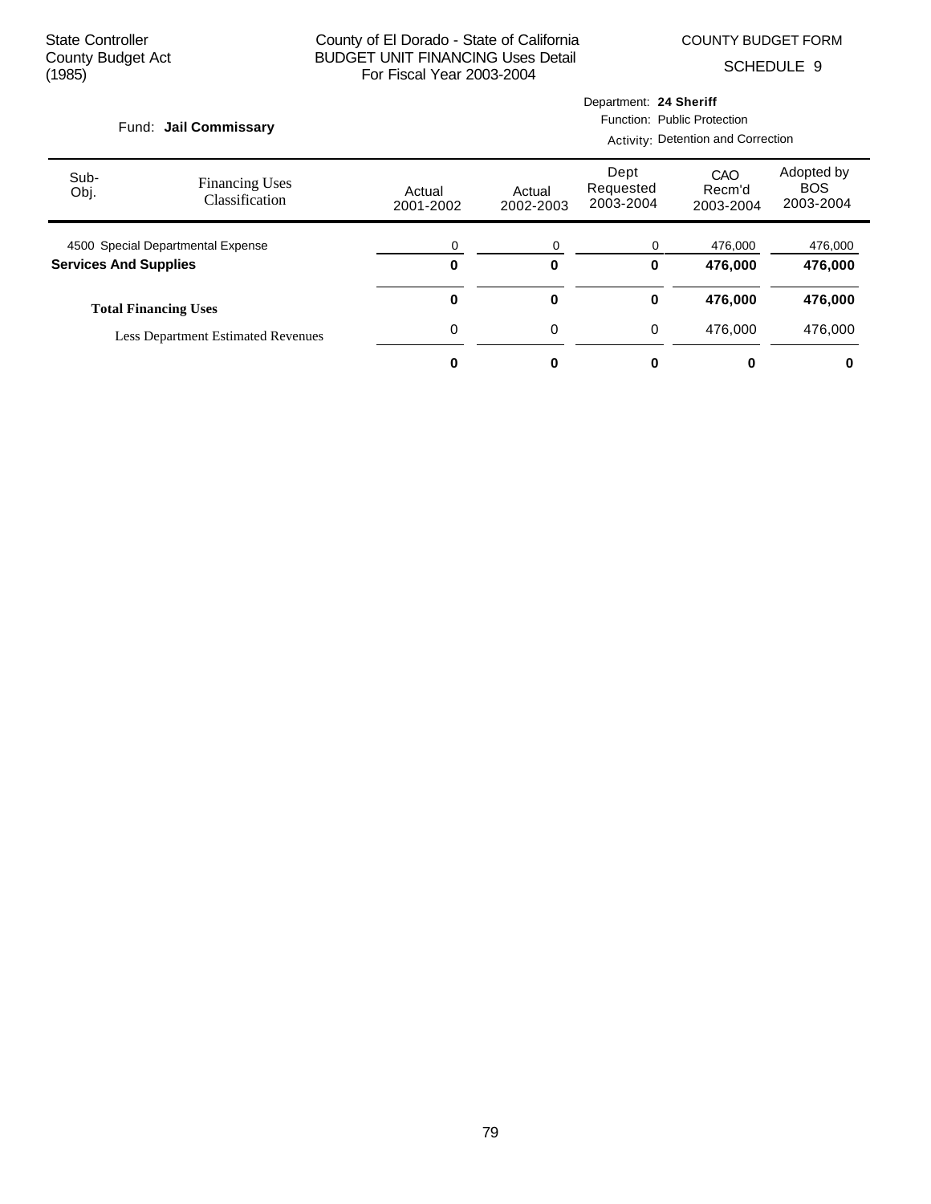State Controller
County Budget Act
(1985)

County of El Dorado - State of California
BUDGET UNIT FINANCING Uses Detail
For Fiscal Year 2003-2004

COUNTY BUDGET FORM
SCHEDULE 9

Fund: **Jail Commissary**

Department: **24 Sheriff**
Function: Public Protection
Activity: Detention and Correction

| Sub-Obj. | Financing Uses Classification | Actual 2001-2002 | Actual 2002-2003 | Dept Requested 2003-2004 | CAO Recm'd 2003-2004 | Adopted by BOS 2003-2004 |
|---|---|---|---|---|---|---|
| 4500 | Special Departmental Expense | 0 | 0 | 0 | 476,000 | 476,000 |
| **Services And Supplies** | | **0** | **0** | **0** | **476,000** | **476,000** |
| | **Total Financing Uses** | **0** | **0** | **0** | **476,000** | **476,000** |
| | Less Department Estimated Revenues | 0 | 0 | 0 | 476,000 | 476,000 |
| | | **0** | **0** | **0** | **0** | **0** |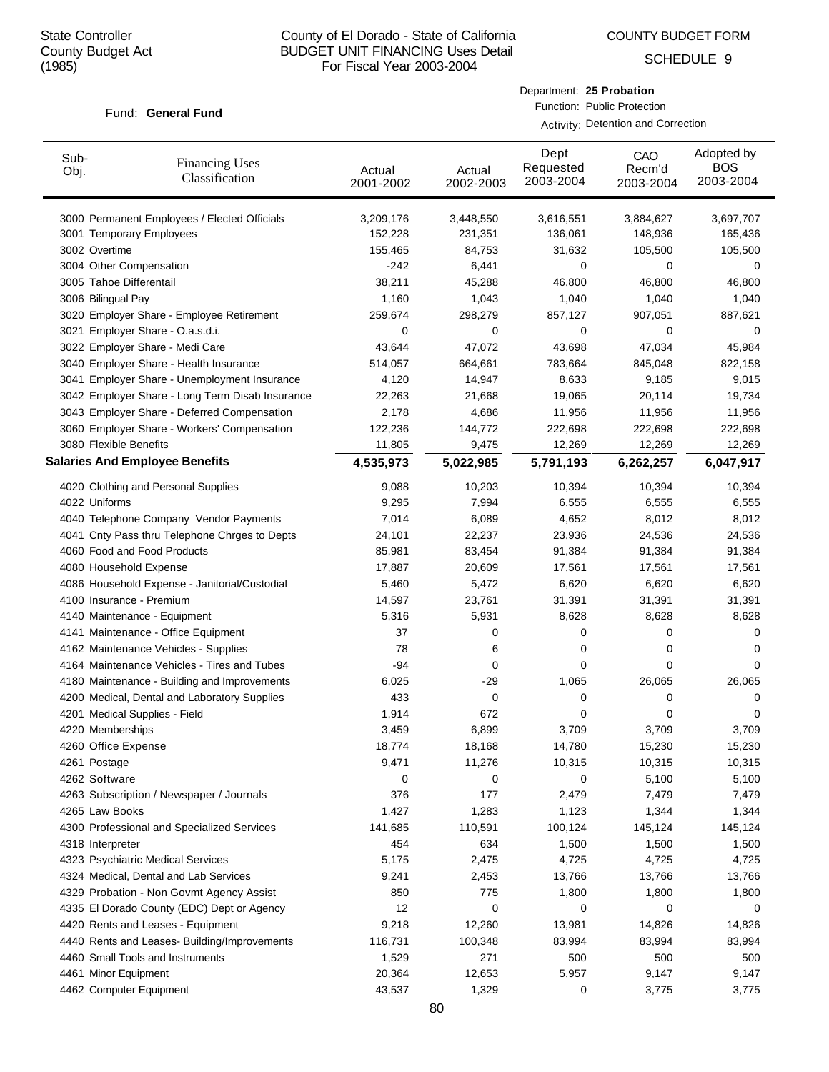State Controller
County Budget Act
(1985)

County of El Dorado - State of California
BUDGET UNIT FINANCING Uses Detail
For Fiscal Year 2003-2004

COUNTY BUDGET FORM
SCHEDULE 9

Fund: **General Fund**

Department: **25 Probation**
Function: Public Protection
Activity: Detention and Correction

| Sub-Obj. | Financing Uses Classification | Actual 2001-2002 | Actual 2002-2003 | Dept Requested 2003-2004 | CAO Recm'd 2003-2004 | Adopted by BOS 2003-2004 |
|---|---|---|---|---|---|---|
| 3000 | Permanent Employees / Elected Officials | 3,209,176 | 3,448,550 | 3,616,551 | 3,884,627 | 3,697,707 |
| 3001 | Temporary Employees | 152,228 | 231,351 | 136,061 | 148,936 | 165,436 |
| 3002 | Overtime | 155,465 | 84,753 | 31,632 | 105,500 | 105,500 |
| 3004 | Other Compensation | -242 | 6,441 | 0 | 0 | 0 |
| 3005 | Tahoe Differentail | 38,211 | 45,288 | 46,800 | 46,800 | 46,800 |
| 3006 | Bilingual Pay | 1,160 | 1,043 | 1,040 | 1,040 | 1,040 |
| 3020 | Employer Share - Employee Retirement | 259,674 | 298,279 | 857,127 | 907,051 | 887,621 |
| 3021 | Employer Share - O.a.s.d.i. | 0 | 0 | 0 | 0 | 0 |
| 3022 | Employer Share - Medi Care | 43,644 | 47,072 | 43,698 | 47,034 | 45,984 |
| 3040 | Employer Share - Health Insurance | 514,057 | 664,661 | 783,664 | 845,048 | 822,158 |
| 3041 | Employer Share - Unemployment Insurance | 4,120 | 14,947 | 8,633 | 9,185 | 9,015 |
| 3042 | Employer Share - Long Term Disab Insurance | 22,263 | 21,668 | 19,065 | 20,114 | 19,734 |
| 3043 | Employer Share - Deferred Compensation | 2,178 | 4,686 | 11,956 | 11,956 | 11,956 |
| 3060 | Employer Share - Workers' Compensation | 122,236 | 144,772 | 222,698 | 222,698 | 222,698 |
| 3080 | Flexible Benefits | 11,805 | 9,475 | 12,269 | 12,269 | 12,269 |
| **Salaries And Employee Benefits** | | **4,535,973** | **5,022,985** | **5,791,193** | **6,262,257** | **6,047,917** |
| 4020 | Clothing and Personal Supplies | 9,088 | 10,203 | 10,394 | 10,394 | 10,394 |
| 4022 | Uniforms | 9,295 | 7,994 | 6,555 | 6,555 | 6,555 |
| 4040 | Telephone Company Vendor Payments | 7,014 | 6,089 | 4,652 | 8,012 | 8,012 |
| 4041 | Cnty Pass thru Telephone Chrges to Depts | 24,101 | 22,237 | 23,936 | 24,536 | 24,536 |
| 4060 | Food and Food Products | 85,981 | 83,454 | 91,384 | 91,384 | 91,384 |
| 4080 | Household Expense | 17,887 | 20,609 | 17,561 | 17,561 | 17,561 |
| 4086 | Household Expense - Janitorial/Custodial | 5,460 | 5,472 | 6,620 | 6,620 | 6,620 |
| 4100 | Insurance - Premium | 14,597 | 23,761 | 31,391 | 31,391 | 31,391 |
| 4140 | Maintenance - Equipment | 5,316 | 5,931 | 8,628 | 8,628 | 8,628 |
| 4141 | Maintenance - Office Equipment | 37 | 0 | 0 | 0 | 0 |
| 4162 | Maintenance Vehicles - Supplies | 78 | 6 | 0 | 0 | 0 |
| 4164 | Maintenance Vehicles - Tires and Tubes | -94 | 0 | 0 | 0 | 0 |
| 4180 | Maintenance - Building and Improvements | 6,025 | -29 | 1,065 | 26,065 | 26,065 |
| 4200 | Medical, Dental and Laboratory Supplies | 433 | 0 | 0 | 0 | 0 |
| 4201 | Medical Supplies - Field | 1,914 | 672 | 0 | 0 | 0 |
| 4220 | Memberships | 3,459 | 6,899 | 3,709 | 3,709 | 3,709 |
| 4260 | Office Expense | 18,774 | 18,168 | 14,780 | 15,230 | 15,230 |
| 4261 | Postage | 9,471 | 11,276 | 10,315 | 10,315 | 10,315 |
| 4262 | Software | 0 | 0 | 0 | 5,100 | 5,100 |
| 4263 | Subscription / Newspaper / Journals | 376 | 177 | 2,479 | 7,479 | 7,479 |
| 4265 | Law Books | 1,427 | 1,283 | 1,123 | 1,344 | 1,344 |
| 4300 | Professional and Specialized Services | 141,685 | 110,591 | 100,124 | 145,124 | 145,124 |
| 4318 | Interpreter | 454 | 634 | 1,500 | 1,500 | 1,500 |
| 4323 | Psychiatric Medical Services | 5,175 | 2,475 | 4,725 | 4,725 | 4,725 |
| 4324 | Medical, Dental and Lab Services | 9,241 | 2,453 | 13,766 | 13,766 | 13,766 |
| 4329 | Probation - Non Govmt Agency Assist | 850 | 775 | 1,800 | 1,800 | 1,800 |
| 4335 | El Dorado County (EDC) Dept or Agency | 12 | 0 | 0 | 0 | 0 |
| 4420 | Rents and Leases - Equipment | 9,218 | 12,260 | 13,981 | 14,826 | 14,826 |
| 4440 | Rents and Leases- Building/Improvements | 116,731 | 100,348 | 83,994 | 83,994 | 83,994 |
| 4460 | Small Tools and Instruments | 1,529 | 271 | 500 | 500 | 500 |
| 4461 | Minor Equipment | 20,364 | 12,653 | 5,957 | 9,147 | 9,147 |
| 4462 | Computer Equipment | 43,537 | 1,329 | 0 | 3,775 | 3,775 |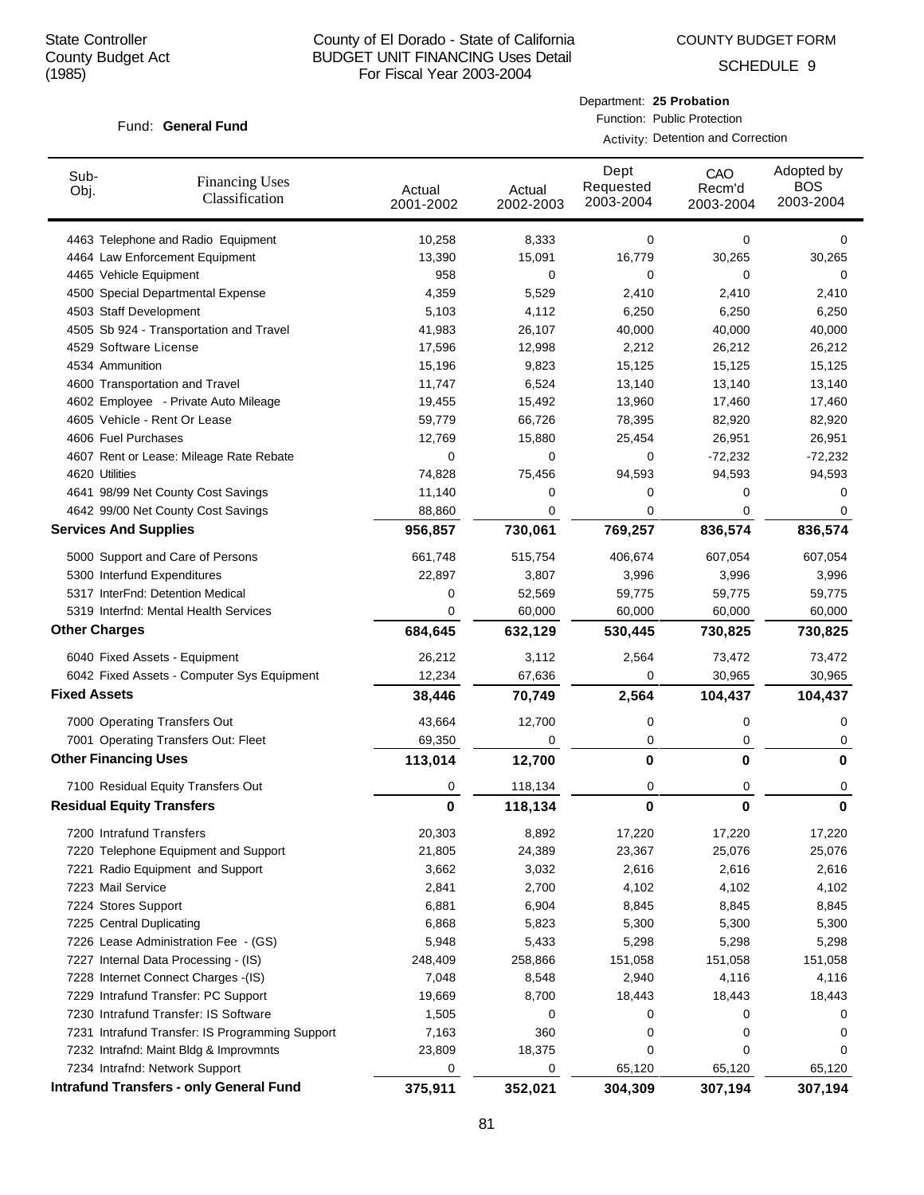State Controller
County Budget Act
(1985)

County of El Dorado - State of California
BUDGET UNIT FINANCING Uses Detail
For Fiscal Year 2003-2004

COUNTY BUDGET FORM
SCHEDULE 9

Fund: **General Fund**

Department: **25 Probation**
Function: Public Protection
Activity: Detention and Correction

| Sub-Obj. | Financing Uses Classification | Actual 2001-2002 | Actual 2002-2003 | Dept Requested 2003-2004 | CAO Recm'd 2003-2004 | Adopted by BOS 2003-2004 |
|---|---|---|---|---|---|---|
| 4463 | Telephone and Radio Equipment | 10,258 | 8,333 | 0 | 0 | 0 |
| 4464 | Law Enforcement Equipment | 13,390 | 15,091 | 16,779 | 30,265 | 30,265 |
| 4465 | Vehicle Equipment | 958 | 0 | 0 | 0 | 0 |
| 4500 | Special Departmental Expense | 4,359 | 5,529 | 2,410 | 2,410 | 2,410 |
| 4503 | Staff Development | 5,103 | 4,112 | 6,250 | 6,250 | 6,250 |
| 4505 | Sb 924 - Transportation and Travel | 41,983 | 26,107 | 40,000 | 40,000 | 40,000 |
| 4529 | Software License | 17,596 | 12,998 | 2,212 | 26,212 | 26,212 |
| 4534 | Ammunition | 15,196 | 9,823 | 15,125 | 15,125 | 15,125 |
| 4600 | Transportation and Travel | 11,747 | 6,524 | 13,140 | 13,140 | 13,140 |
| 4602 | Employee - Private Auto Mileage | 19,455 | 15,492 | 13,960 | 17,460 | 17,460 |
| 4605 | Vehicle - Rent Or Lease | 59,779 | 66,726 | 78,395 | 82,920 | 82,920 |
| 4606 | Fuel Purchases | 12,769 | 15,880 | 25,454 | 26,951 | 26,951 |
| 4607 | Rent or Lease: Mileage Rate Rebate | 0 | 0 | 0 | -72,232 | -72,232 |
| 4620 | Utilities | 74,828 | 75,456 | 94,593 | 94,593 | 94,593 |
| 4641 | 98/99 Net County Cost Savings | 11,140 | 0 | 0 | 0 | 0 |
| 4642 | 99/00 Net County Cost Savings | 88,860 | 0 | 0 | 0 | 0 |
| **Services And Supplies** | | **956,857** | **730,061** | **769,257** | **836,574** | **836,574** |
| 5000 | Support and Care of Persons | 661,748 | 515,754 | 406,674 | 607,054 | 607,054 |
| 5300 | Interfund Expenditures | 22,897 | 3,807 | 3,996 | 3,996 | 3,996 |
| 5317 | InterFnd: Detention Medical | 0 | 52,569 | 59,775 | 59,775 | 59,775 |
| 5319 | Interfnd: Mental Health Services | 0 | 60,000 | 60,000 | 60,000 | 60,000 |
| **Other Charges** | | **684,645** | **632,129** | **530,445** | **730,825** | **730,825** |
| 6040 | Fixed Assets - Equipment | 26,212 | 3,112 | 2,564 | 73,472 | 73,472 |
| 6042 | Fixed Assets - Computer Sys Equipment | 12,234 | 67,636 | 0 | 30,965 | 30,965 |
| **Fixed Assets** | | **38,446** | **70,749** | **2,564** | **104,437** | **104,437** |
| 7000 | Operating Transfers Out | 43,664 | 12,700 | 0 | 0 | 0 |
| 7001 | Operating Transfers Out: Fleet | 69,350 | 0 | 0 | 0 | 0 |
| **Other Financing Uses** | | **113,014** | **12,700** | **0** | **0** | **0** |
| 7100 | Residual Equity Transfers Out | 0 | 118,134 | 0 | 0 | 0 |
| **Residual Equity Transfers** | | **0** | **118,134** | **0** | **0** | **0** |
| 7200 | Intrafund Transfers | 20,303 | 8,892 | 17,220 | 17,220 | 17,220 |
| 7220 | Telephone Equipment and Support | 21,805 | 24,389 | 23,367 | 25,076 | 25,076 |
| 7221 | Radio Equipment and Support | 3,662 | 3,032 | 2,616 | 2,616 | 2,616 |
| 7223 | Mail Service | 2,841 | 2,700 | 4,102 | 4,102 | 4,102 |
| 7224 | Stores Support | 6,881 | 6,904 | 8,845 | 8,845 | 8,845 |
| 7225 | Central Duplicating | 6,868 | 5,823 | 5,300 | 5,300 | 5,300 |
| 7226 | Lease Administration Fee - (GS) | 5,948 | 5,433 | 5,298 | 5,298 | 5,298 |
| 7227 | Internal Data Processing - (IS) | 248,409 | 258,866 | 151,058 | 151,058 | 151,058 |
| 7228 | Internet Connect Charges -(IS) | 7,048 | 8,548 | 2,940 | 4,116 | 4,116 |
| 7229 | Intrafund Transfer: PC Support | 19,669 | 8,700 | 18,443 | 18,443 | 18,443 |
| 7230 | Intrafund Transfer: IS Software | 1,505 | 0 | 0 | 0 | 0 |
| 7231 | Intrafund Transfer: IS Programming Support | 7,163 | 360 | 0 | 0 | 0 |
| 7232 | Intrafnd: Maint Bldg & Improvmnts | 23,809 | 18,375 | 0 | 0 | 0 |
| 7234 | Intrafnd: Network Support | 0 | 0 | 65,120 | 65,120 | 65,120 |
| **Intrafund Transfers - only General Fund** | | **375,911** | **352,021** | **304,309** | **307,194** | **307,194** |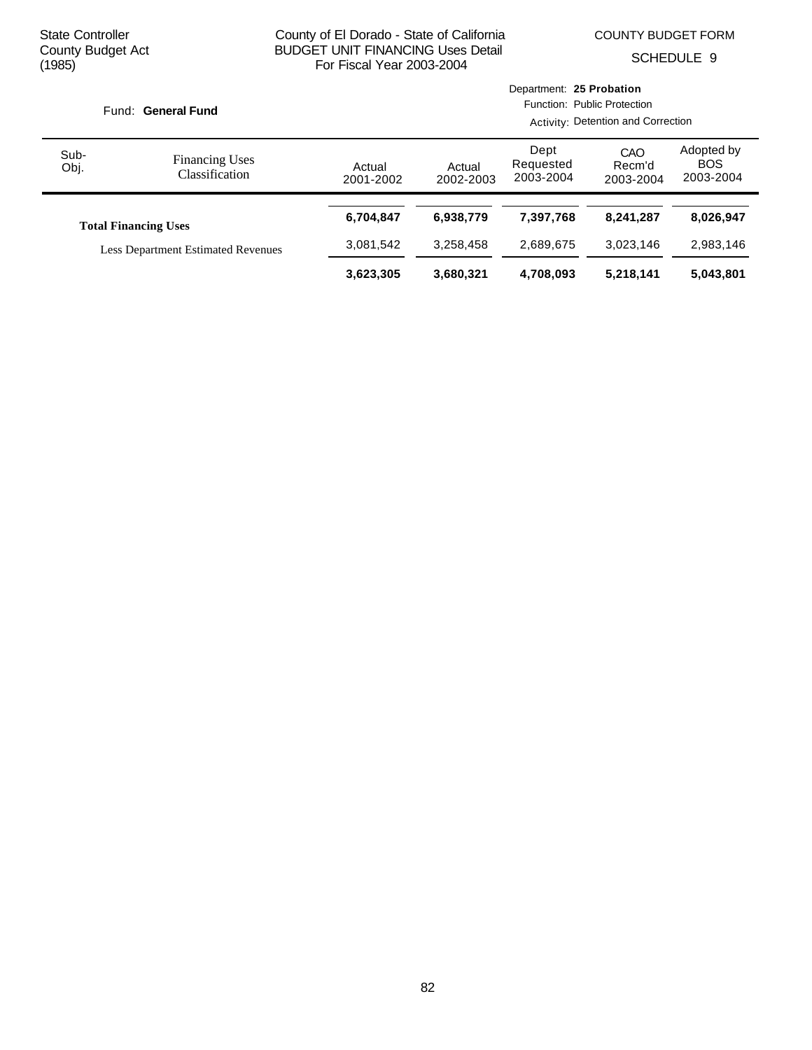State Controller
County Budget Act
(1985)

County of El Dorado - State of California
BUDGET UNIT FINANCING Uses Detail
For Fiscal Year 2003-2004

COUNTY BUDGET FORM
SCHEDULE 9

Fund: **General Fund**

Department: **25 Probation**
Function: Public Protection
Activity: Detention and Correction

| Sub-Obj. | Financing Uses Classification | Actual 2001-2002 | Actual 2002-2003 | Dept Requested 2003-2004 | CAO Recm'd 2003-2004 | Adopted by BOS 2003-2004 |
|---|---|---|---|---|---|---|
| | **Total Financing Uses** | **6,704,847** | **6,938,779** | **7,397,768** | **8,241,287** | **8,026,947** |
| | Less Department Estimated Revenues | 3,081,542 | 3,258,458 | 2,689,675 | 3,023,146 | 2,983,146 |
| | | **3,623,305** | **3,680,321** | **4,708,093** | **5,218,141** | **5,043,801** |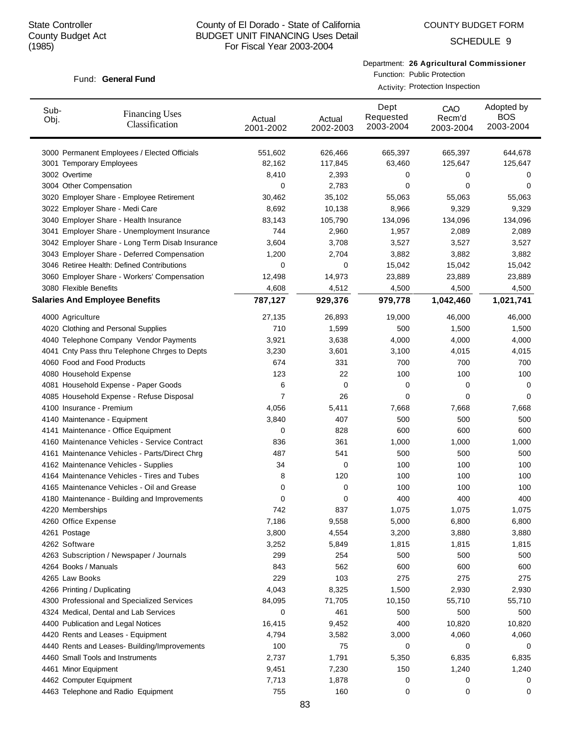State Controller
County Budget Act
(1985)

County of El Dorado - State of California
BUDGET UNIT FINANCING Uses Detail
For Fiscal Year 2003-2004

COUNTY BUDGET FORM

SCHEDULE 9

Fund: **General Fund**

Department: **26 Agricultural Commissioner**
Function: Public Protection
Activity: Protection Inspection

| Sub-Obj. | Financing Uses Classification | Actual 2001-2002 | Actual 2002-2003 | Dept Requested 2003-2004 | CAO Recm'd 2003-2004 | Adopted by BOS 2003-2004 |
|---|---|---|---|---|---|---|
| 3000 | Permanent Employees / Elected Officials | 551,602 | 626,466 | 665,397 | 665,397 | 644,678 |
| 3001 | Temporary Employees | 82,162 | 117,845 | 63,460 | 125,647 | 125,647 |
| 3002 | Overtime | 8,410 | 2,393 | 0 | 0 | 0 |
| 3004 | Other Compensation | 0 | 2,783 | 0 | 0 | 0 |
| 3020 | Employer Share - Employee Retirement | 30,462 | 35,102 | 55,063 | 55,063 | 55,063 |
| 3022 | Employer Share - Medi Care | 8,692 | 10,138 | 8,966 | 9,329 | 9,329 |
| 3040 | Employer Share - Health Insurance | 83,143 | 105,790 | 134,096 | 134,096 | 134,096 |
| 3041 | Employer Share - Unemployment Insurance | 744 | 2,960 | 1,957 | 2,089 | 2,089 |
| 3042 | Employer Share - Long Term Disab Insurance | 3,604 | 3,708 | 3,527 | 3,527 | 3,527 |
| 3043 | Employer Share - Deferred Compensation | 1,200 | 2,704 | 3,882 | 3,882 | 3,882 |
| 3046 | Retiree Health: Defined Contributions | 0 | 0 | 15,042 | 15,042 | 15,042 |
| 3060 | Employer Share - Workers' Compensation | 12,498 | 14,973 | 23,889 | 23,889 | 23,889 |
| 3080 | Flexible Benefits | 4,608 | 4,512 | 4,500 | 4,500 | 4,500 |
| **Salaries And Employee Benefits** | | **787,127** | **929,376** | **979,778** | **1,042,460** | **1,021,741** |
| 4000 | Agriculture | 27,135 | 26,893 | 19,000 | 46,000 | 46,000 |
| 4020 | Clothing and Personal Supplies | 710 | 1,599 | 500 | 1,500 | 1,500 |
| 4040 | Telephone Company Vendor Payments | 3,921 | 3,638 | 4,000 | 4,000 | 4,000 |
| 4041 | Cnty Pass thru Telephone Chrges to Depts | 3,230 | 3,601 | 3,100 | 4,015 | 4,015 |
| 4060 | Food and Food Products | 674 | 331 | 700 | 700 | 700 |
| 4080 | Household Expense | 123 | 22 | 100 | 100 | 100 |
| 4081 | Household Expense - Paper Goods | 6 | 0 | 0 | 0 | 0 |
| 4085 | Household Expense - Refuse Disposal | 7 | 26 | 0 | 0 | 0 |
| 4100 | Insurance - Premium | 4,056 | 5,411 | 7,668 | 7,668 | 7,668 |
| 4140 | Maintenance - Equipment | 3,840 | 407 | 500 | 500 | 500 |
| 4141 | Maintenance - Office Equipment | 0 | 828 | 600 | 600 | 600 |
| 4160 | Maintenance Vehicles - Service Contract | 836 | 361 | 1,000 | 1,000 | 1,000 |
| 4161 | Maintenance Vehicles - Parts/Direct Chrg | 487 | 541 | 500 | 500 | 500 |
| 4162 | Maintenance Vehicles - Supplies | 34 | 0 | 100 | 100 | 100 |
| 4164 | Maintenance Vehicles - Tires and Tubes | 8 | 120 | 100 | 100 | 100 |
| 4165 | Maintenance Vehicles - Oil and Grease | 0 | 0 | 100 | 100 | 100 |
| 4180 | Maintenance - Building and Improvements | 0 | 0 | 400 | 400 | 400 |
| 4220 | Memberships | 742 | 837 | 1,075 | 1,075 | 1,075 |
| 4260 | Office Expense | 7,186 | 9,558 | 5,000 | 6,800 | 6,800 |
| 4261 | Postage | 3,800 | 4,554 | 3,200 | 3,880 | 3,880 |
| 4262 | Software | 3,252 | 5,849 | 1,815 | 1,815 | 1,815 |
| 4263 | Subscription / Newspaper / Journals | 299 | 254 | 500 | 500 | 500 |
| 4264 | Books / Manuals | 843 | 562 | 600 | 600 | 600 |
| 4265 | Law Books | 229 | 103 | 275 | 275 | 275 |
| 4266 | Printing / Duplicating | 4,043 | 8,325 | 1,500 | 2,930 | 2,930 |
| 4300 | Professional and Specialized Services | 84,095 | 71,705 | 10,150 | 55,710 | 55,710 |
| 4324 | Medical, Dental and Lab Services | 0 | 461 | 500 | 500 | 500 |
| 4400 | Publication and Legal Notices | 16,415 | 9,452 | 400 | 10,820 | 10,820 |
| 4420 | Rents and Leases - Equipment | 4,794 | 3,582 | 3,000 | 4,060 | 4,060 |
| 4440 | Rents and Leases- Building/Improvements | 100 | 75 | 0 | 0 | 0 |
| 4460 | Small Tools and Instruments | 2,737 | 1,791 | 5,350 | 6,835 | 6,835 |
| 4461 | Minor Equipment | 9,451 | 7,230 | 150 | 1,240 | 1,240 |
| 4462 | Computer Equipment | 7,713 | 1,878 | 0 | 0 | 0 |
| 4463 | Telephone and Radio Equipment | 755 | 160 | 0 | 0 | 0 |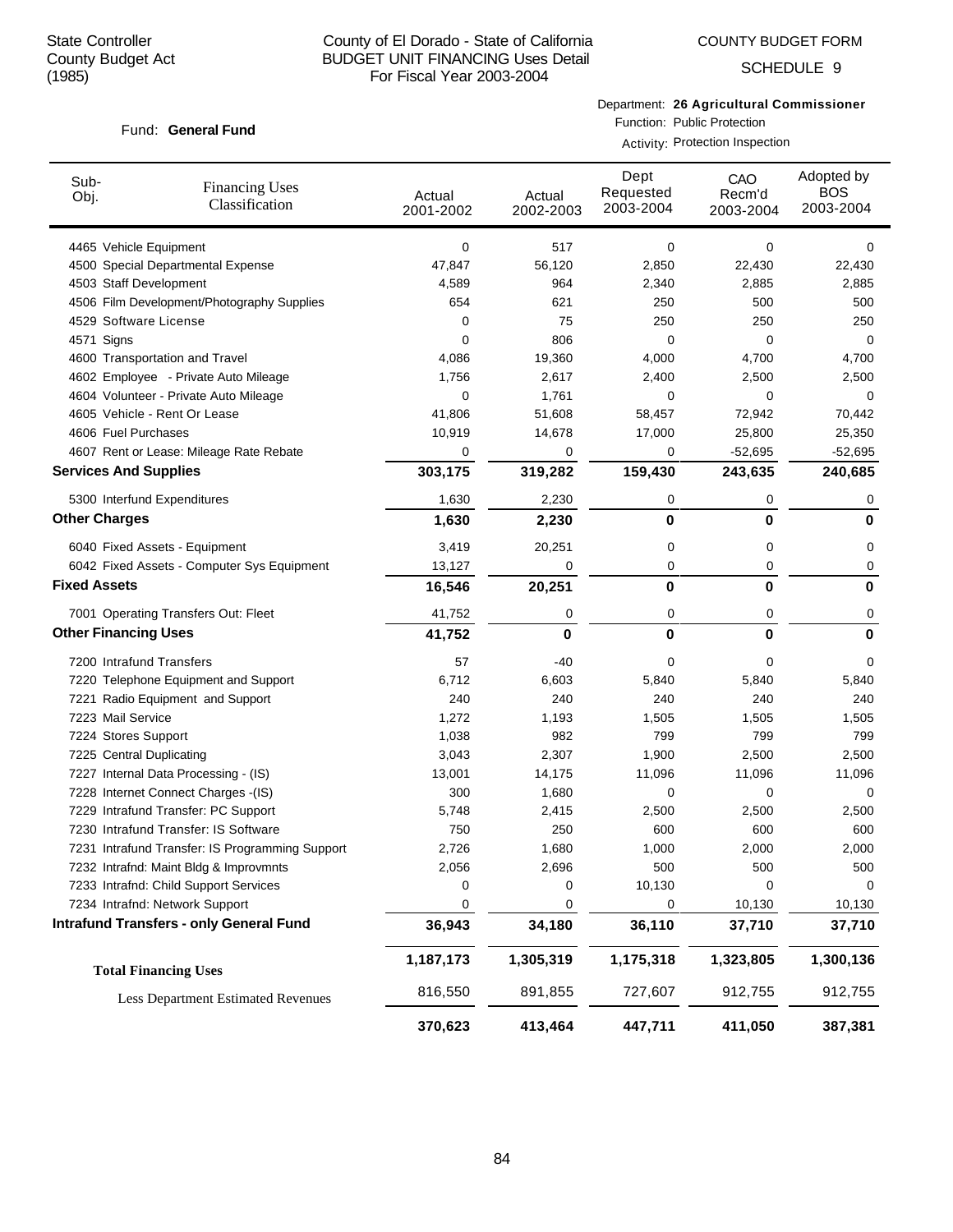State Controller
County Budget Act
(1985)

County of El Dorado - State of California
BUDGET UNIT FINANCING Uses Detail
For Fiscal Year 2003-2004

COUNTY BUDGET FORM
SCHEDULE 9

Fund: **General Fund**

Department: **26 Agricultural Commissioner**
Function: Public Protection
Activity: Protection Inspection

| Sub-Obj. | Financing Uses Classification | Actual 2001-2002 | Actual 2002-2003 | Dept Requested 2003-2004 | CAO Recm'd 2003-2004 | Adopted by BOS 2003-2004 |
|---|---|---|---|---|---|---|
| 4465 | Vehicle Equipment | 0 | 517 | 0 | 0 | 0 |
| 4500 | Special Departmental Expense | 47,847 | 56,120 | 2,850 | 22,430 | 22,430 |
| 4503 | Staff Development | 4,589 | 964 | 2,340 | 2,885 | 2,885 |
| 4506 | Film Development/Photography Supplies | 654 | 621 | 250 | 500 | 500 |
| 4529 | Software License | 0 | 75 | 250 | 250 | 250 |
| 4571 | Signs | 0 | 806 | 0 | 0 | 0 |
| 4600 | Transportation and Travel | 4,086 | 19,360 | 4,000 | 4,700 | 4,700 |
| 4602 | Employee - Private Auto Mileage | 1,756 | 2,617 | 2,400 | 2,500 | 2,500 |
| 4604 | Volunteer - Private Auto Mileage | 0 | 1,761 | 0 | 0 | 0 |
| 4605 | Vehicle - Rent Or Lease | 41,806 | 51,608 | 58,457 | 72,942 | 70,442 |
| 4606 | Fuel Purchases | 10,919 | 14,678 | 17,000 | 25,800 | 25,350 |
| 4607 | Rent or Lease: Mileage Rate Rebate | 0 | 0 | 0 | -52,695 | -52,695 |
| **Services And Supplies** | | **303,175** | **319,282** | **159,430** | **243,635** | **240,685** |
| 5300 | Interfund Expenditures | 1,630 | 2,230 | 0 | 0 | 0 |
| **Other Charges** | | **1,630** | **2,230** | **0** | **0** | **0** |
| 6040 | Fixed Assets - Equipment | 3,419 | 20,251 | 0 | 0 | 0 |
| 6042 | Fixed Assets - Computer Sys Equipment | 13,127 | 0 | 0 | 0 | 0 |
| **Fixed Assets** | | **16,546** | **20,251** | **0** | **0** | **0** |
| 7001 | Operating Transfers Out: Fleet | 41,752 | 0 | 0 | 0 | 0 |
| **Other Financing Uses** | | **41,752** | **0** | **0** | **0** | **0** |
| 7200 | Intrafund Transfers | 57 | -40 | 0 | 0 | 0 |
| 7220 | Telephone Equipment and Support | 6,712 | 6,603 | 5,840 | 5,840 | 5,840 |
| 7221 | Radio Equipment and Support | 240 | 240 | 240 | 240 | 240 |
| 7223 | Mail Service | 1,272 | 1,193 | 1,505 | 1,505 | 1,505 |
| 7224 | Stores Support | 1,038 | 982 | 799 | 799 | 799 |
| 7225 | Central Duplicating | 3,043 | 2,307 | 1,900 | 2,500 | 2,500 |
| 7227 | Internal Data Processing - (IS) | 13,001 | 14,175 | 11,096 | 11,096 | 11,096 |
| 7228 | Internet Connect Charges -(IS) | 300 | 1,680 | 0 | 0 | 0 |
| 7229 | Intrafund Transfer: PC Support | 5,748 | 2,415 | 2,500 | 2,500 | 2,500 |
| 7230 | Intrafund Transfer: IS Software | 750 | 250 | 600 | 600 | 600 |
| 7231 | Intrafund Transfer: IS Programming Support | 2,726 | 1,680 | 1,000 | 2,000 | 2,000 |
| 7232 | Intrafnd: Maint Bldg & Improvmnts | 2,056 | 2,696 | 500 | 500 | 500 |
| 7233 | Intrafnd: Child Support Services | 0 | 0 | 10,130 | 0 | 0 |
| 7234 | Intrafnd: Network Support | 0 | 0 | 0 | 10,130 | 10,130 |
| **Intrafund Transfers - only General Fund** | | **36,943** | **34,180** | **36,110** | **37,710** | **37,710** |
| **Total Financing Uses** | | **1,187,173** | **1,305,319** | **1,175,318** | **1,323,805** | **1,300,136** |
| Less Department Estimated Revenues | | 816,550 | 891,855 | 727,607 | 912,755 | 912,755 |
| | | **370,623** | **413,464** | **447,711** | **411,050** | **387,381** |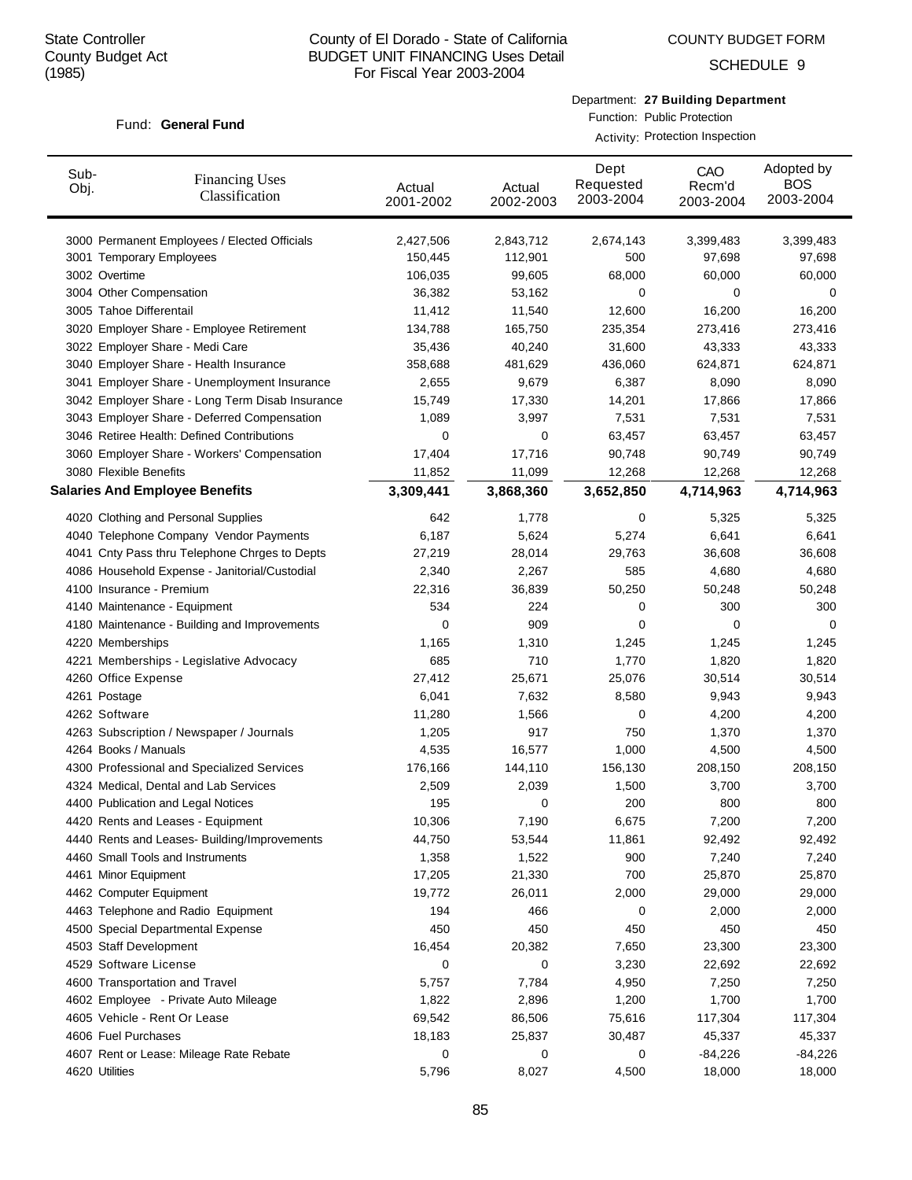State Controller
County Budget Act
(1985)

County of El Dorado - State of California
BUDGET UNIT FINANCING Uses Detail
For Fiscal Year 2003-2004

COUNTY BUDGET FORM

SCHEDULE 9

Fund: **General Fund**

Department: **27 Building Department**
Function: Public Protection
Activity: Protection Inspection

| Sub-Obj. | Financing Uses Classification | Actual 2001-2002 | Actual 2002-2003 | Dept Requested 2003-2004 | CAO Recm'd 2003-2004 | Adopted by BOS 2003-2004 |
|---|---|---|---|---|---|---|
| 3000 | Permanent Employees / Elected Officials | 2,427,506 | 2,843,712 | 2,674,143 | 3,399,483 | 3,399,483 |
| 3001 | Temporary Employees | 150,445 | 112,901 | 500 | 97,698 | 97,698 |
| 3002 | Overtime | 106,035 | 99,605 | 68,000 | 60,000 | 60,000 |
| 3004 | Other Compensation | 36,382 | 53,162 | 0 | 0 | 0 |
| 3005 | Tahoe Differentail | 11,412 | 11,540 | 12,600 | 16,200 | 16,200 |
| 3020 | Employer Share - Employee Retirement | 134,788 | 165,750 | 235,354 | 273,416 | 273,416 |
| 3022 | Employer Share - Medi Care | 35,436 | 40,240 | 31,600 | 43,333 | 43,333 |
| 3040 | Employer Share - Health Insurance | 358,688 | 481,629 | 436,060 | 624,871 | 624,871 |
| 3041 | Employer Share - Unemployment Insurance | 2,655 | 9,679 | 6,387 | 8,090 | 8,090 |
| 3042 | Employer Share - Long Term Disab Insurance | 15,749 | 17,330 | 14,201 | 17,866 | 17,866 |
| 3043 | Employer Share - Deferred Compensation | 1,089 | 3,997 | 7,531 | 7,531 | 7,531 |
| 3046 | Retiree Health: Defined Contributions | 0 | 0 | 63,457 | 63,457 | 63,457 |
| 3060 | Employer Share - Workers' Compensation | 17,404 | 17,716 | 90,748 | 90,749 | 90,749 |
| 3080 | Flexible Benefits | 11,852 | 11,099 | 12,268 | 12,268 | 12,268 |
| **Salaries And Employee Benefits** | | **3,309,441** | **3,868,360** | **3,652,850** | **4,714,963** | **4,714,963** |
| 4020 | Clothing and Personal Supplies | 642 | 1,778 | 0 | 5,325 | 5,325 |
| 4040 | Telephone Company Vendor Payments | 6,187 | 5,624 | 5,274 | 6,641 | 6,641 |
| 4041 | Cnty Pass thru Telephone Chrges to Depts | 27,219 | 28,014 | 29,763 | 36,608 | 36,608 |
| 4086 | Household Expense - Janitorial/Custodial | 2,340 | 2,267 | 585 | 4,680 | 4,680 |
| 4100 | Insurance - Premium | 22,316 | 36,839 | 50,250 | 50,248 | 50,248 |
| 4140 | Maintenance - Equipment | 534 | 224 | 0 | 300 | 300 |
| 4180 | Maintenance - Building and Improvements | 0 | 909 | 0 | 0 | 0 |
| 4220 | Memberships | 1,165 | 1,310 | 1,245 | 1,245 | 1,245 |
| 4221 | Memberships - Legislative Advocacy | 685 | 710 | 1,770 | 1,820 | 1,820 |
| 4260 | Office Expense | 27,412 | 25,671 | 25,076 | 30,514 | 30,514 |
| 4261 | Postage | 6,041 | 7,632 | 8,580 | 9,943 | 9,943 |
| 4262 | Software | 11,280 | 1,566 | 0 | 4,200 | 4,200 |
| 4263 | Subscription / Newspaper / Journals | 1,205 | 917 | 750 | 1,370 | 1,370 |
| 4264 | Books / Manuals | 4,535 | 16,577 | 1,000 | 4,500 | 4,500 |
| 4300 | Professional and Specialized Services | 176,166 | 144,110 | 156,130 | 208,150 | 208,150 |
| 4324 | Medical, Dental and Lab Services | 2,509 | 2,039 | 1,500 | 3,700 | 3,700 |
| 4400 | Publication and Legal Notices | 195 | 0 | 200 | 800 | 800 |
| 4420 | Rents and Leases - Equipment | 10,306 | 7,190 | 6,675 | 7,200 | 7,200 |
| 4440 | Rents and Leases- Building/Improvements | 44,750 | 53,544 | 11,861 | 92,492 | 92,492 |
| 4460 | Small Tools and Instruments | 1,358 | 1,522 | 900 | 7,240 | 7,240 |
| 4461 | Minor Equipment | 17,205 | 21,330 | 700 | 25,870 | 25,870 |
| 4462 | Computer Equipment | 19,772 | 26,011 | 2,000 | 29,000 | 29,000 |
| 4463 | Telephone and Radio Equipment | 194 | 466 | 0 | 2,000 | 2,000 |
| 4500 | Special Departmental Expense | 450 | 450 | 450 | 450 | 450 |
| 4503 | Staff Development | 16,454 | 20,382 | 7,650 | 23,300 | 23,300 |
| 4529 | Software License | 0 | 0 | 3,230 | 22,692 | 22,692 |
| 4600 | Transportation and Travel | 5,757 | 7,784 | 4,950 | 7,250 | 7,250 |
| 4602 | Employee - Private Auto Mileage | 1,822 | 2,896 | 1,200 | 1,700 | 1,700 |
| 4605 | Vehicle - Rent Or Lease | 69,542 | 86,506 | 75,616 | 117,304 | 117,304 |
| 4606 | Fuel Purchases | 18,183 | 25,837 | 30,487 | 45,337 | 45,337 |
| 4607 | Rent or Lease: Mileage Rate Rebate | 0 | 0 | 0 | -84,226 | -84,226 |
| 4620 | Utilities | 5,796 | 8,027 | 4,500 | 18,000 | 18,000 |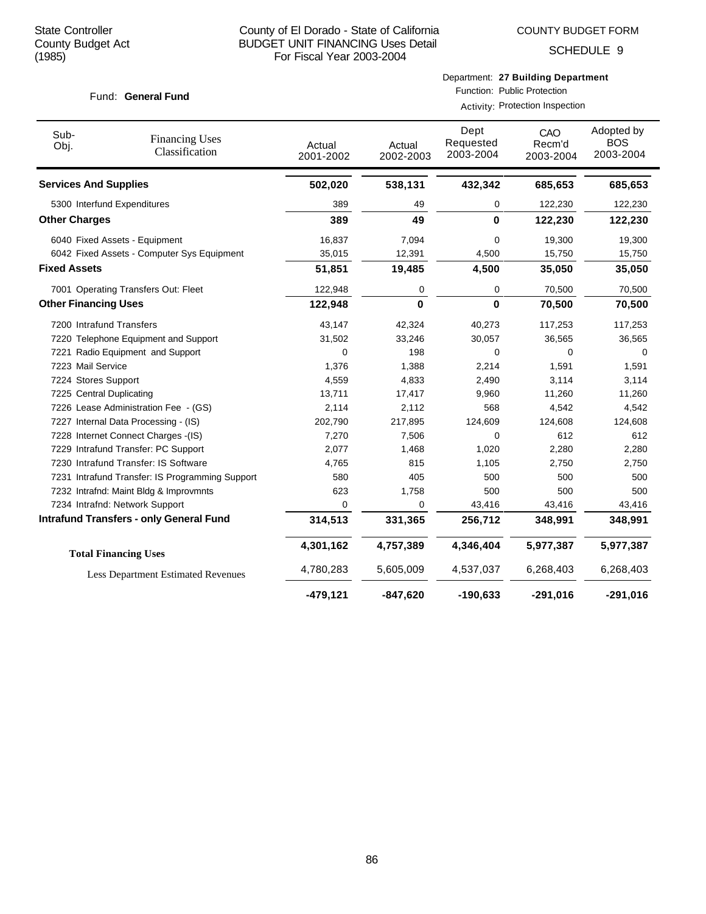State Controller
County Budget Act
(1985)

County of El Dorado - State of California
BUDGET UNIT FINANCING Uses Detail
For Fiscal Year 2003-2004

COUNTY BUDGET FORM
SCHEDULE 9

Fund: **General Fund**

Department: **27 Building Department**
Function: Public Protection
Activity: Protection Inspection

| Sub-Obj. | Financing Uses Classification | Actual 2001-2002 | Actual 2002-2003 | Dept Requested 2003-2004 | CAO Recm'd 2003-2004 | Adopted by BOS 2003-2004 |
|---|---|---|---|---|---|---|
| **Services And Supplies** | | **502,020** | **538,131** | **432,342** | **685,653** | **685,653** |
| 5300 | Interfund Expenditures | 389 | 49 | 0 | 122,230 | 122,230 |
| **Other Charges** | | **389** | **49** | **0** | **122,230** | **122,230** |
| 6040 | Fixed Assets - Equipment | 16,837 | 7,094 | 0 | 19,300 | 19,300 |
| 6042 | Fixed Assets - Computer Sys Equipment | 35,015 | 12,391 | 4,500 | 15,750 | 15,750 |
| **Fixed Assets** | | **51,851** | **19,485** | **4,500** | **35,050** | **35,050** |
| 7001 | Operating Transfers Out: Fleet | 122,948 | 0 | 0 | 70,500 | 70,500 |
| **Other Financing Uses** | | **122,948** | **0** | **0** | **70,500** | **70,500** |
| 7200 | Intrafund Transfers | 43,147 | 42,324 | 40,273 | 117,253 | 117,253 |
| 7220 | Telephone Equipment and Support | 31,502 | 33,246 | 30,057 | 36,565 | 36,565 |
| 7221 | Radio Equipment and Support | 0 | 198 | 0 | 0 | 0 |
| 7223 | Mail Service | 1,376 | 1,388 | 2,214 | 1,591 | 1,591 |
| 7224 | Stores Support | 4,559 | 4,833 | 2,490 | 3,114 | 3,114 |
| 7225 | Central Duplicating | 13,711 | 17,417 | 9,960 | 11,260 | 11,260 |
| 7226 | Lease Administration Fee - (GS) | 2,114 | 2,112 | 568 | 4,542 | 4,542 |
| 7227 | Internal Data Processing - (IS) | 202,790 | 217,895 | 124,609 | 124,608 | 124,608 |
| 7228 | Internet Connect Charges -(IS) | 7,270 | 7,506 | 0 | 612 | 612 |
| 7229 | Intrafund Transfer: PC Support | 2,077 | 1,468 | 1,020 | 2,280 | 2,280 |
| 7230 | Intrafund Transfer: IS Software | 4,765 | 815 | 1,105 | 2,750 | 2,750 |
| 7231 | Intrafund Transfer: IS Programming Support | 580 | 405 | 500 | 500 | 500 |
| 7232 | Intrafnd: Maint Bldg & Improvmnts | 623 | 1,758 | 500 | 500 | 500 |
| 7234 | Intrafnd: Network Support | 0 | 0 | 43,416 | 43,416 | 43,416 |
| **Intrafund Transfers - only General Fund** | | **314,513** | **331,365** | **256,712** | **348,991** | **348,991** |
| **Total Financing Uses** | | **4,301,162** | **4,757,389** | **4,346,404** | **5,977,387** | **5,977,387** |
| Less Department Estimated Revenues | | 4,780,283 | 5,605,009 | 4,537,037 | 6,268,403 | 6,268,403 |
| | | **-479,121** | **-847,620** | **-190,633** | **-291,016** | **-291,016** |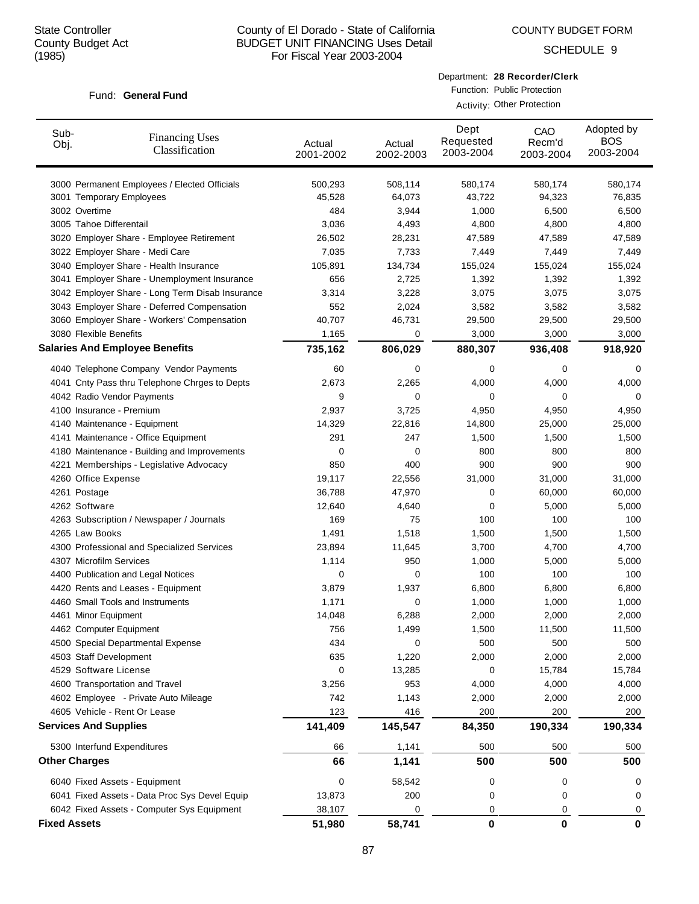State Controller
County Budget Act
(1985)

# County of El Dorado - State of California
## BUDGET UNIT FINANCING Uses Detail
For Fiscal Year 2003-2004

COUNTY BUDGET FORM

SCHEDULE 9

Fund: **General Fund**

Department: **28 Recorder/Clerk**
Function: Public Protection
Activity: Other Protection

| Sub-Obj. | Financing Uses Classification | Actual 2001-2002 | Actual 2002-2003 | Dept Requested 2003-2004 | CAO Recm'd 2003-2004 | Adopted by BOS 2003-2004 |
|---|---|---|---|---|---|---|
| 3000 | Permanent Employees / Elected Officials | 500,293 | 508,114 | 580,174 | 580,174 | 580,174 |
| 3001 | Temporary Employees | 45,528 | 64,073 | 43,722 | 94,323 | 76,835 |
| 3002 | Overtime | 484 | 3,944 | 1,000 | 6,500 | 6,500 |
| 3005 | Tahoe Differentail | 3,036 | 4,493 | 4,800 | 4,800 | 4,800 |
| 3020 | Employer Share - Employee Retirement | 26,502 | 28,231 | 47,589 | 47,589 | 47,589 |
| 3022 | Employer Share - Medi Care | 7,035 | 7,733 | 7,449 | 7,449 | 7,449 |
| 3040 | Employer Share - Health Insurance | 105,891 | 134,734 | 155,024 | 155,024 | 155,024 |
| 3041 | Employer Share - Unemployment Insurance | 656 | 2,725 | 1,392 | 1,392 | 1,392 |
| 3042 | Employer Share - Long Term Disab Insurance | 3,314 | 3,228 | 3,075 | 3,075 | 3,075 |
| 3043 | Employer Share - Deferred Compensation | 552 | 2,024 | 3,582 | 3,582 | 3,582 |
| 3060 | Employer Share - Workers' Compensation | 40,707 | 46,731 | 29,500 | 29,500 | 29,500 |
| 3080 | Flexible Benefits | 1,165 | 0 | 3,000 | 3,000 | 3,000 |
| **Salaries And Employee Benefits** | | **735,162** | **806,029** | **880,307** | **936,408** | **918,920** |
| 4040 | Telephone Company Vendor Payments | 60 | 0 | 0 | 0 | 0 |
| 4041 | Cnty Pass thru Telephone Chrges to Depts | 2,673 | 2,265 | 4,000 | 4,000 | 4,000 |
| 4042 | Radio Vendor Payments | 9 | 0 | 0 | 0 | 0 |
| 4100 | Insurance - Premium | 2,937 | 3,725 | 4,950 | 4,950 | 4,950 |
| 4140 | Maintenance - Equipment | 14,329 | 22,816 | 14,800 | 25,000 | 25,000 |
| 4141 | Maintenance - Office Equipment | 291 | 247 | 1,500 | 1,500 | 1,500 |
| 4180 | Maintenance - Building and Improvements | 0 | 0 | 800 | 800 | 800 |
| 4221 | Memberships - Legislative Advocacy | 850 | 400 | 900 | 900 | 900 |
| 4260 | Office Expense | 19,117 | 22,556 | 31,000 | 31,000 | 31,000 |
| 4261 | Postage | 36,788 | 47,970 | 0 | 60,000 | 60,000 |
| 4262 | Software | 12,640 | 4,640 | 0 | 5,000 | 5,000 |
| 4263 | Subscription / Newspaper / Journals | 169 | 75 | 100 | 100 | 100 |
| 4265 | Law Books | 1,491 | 1,518 | 1,500 | 1,500 | 1,500 |
| 4300 | Professional and Specialized Services | 23,894 | 11,645 | 3,700 | 4,700 | 4,700 |
| 4307 | Microfilm Services | 1,114 | 950 | 1,000 | 5,000 | 5,000 |
| 4400 | Publication and Legal Notices | 0 | 0 | 100 | 100 | 100 |
| 4420 | Rents and Leases - Equipment | 3,879 | 1,937 | 6,800 | 6,800 | 6,800 |
| 4460 | Small Tools and Instruments | 1,171 | 0 | 1,000 | 1,000 | 1,000 |
| 4461 | Minor Equipment | 14,048 | 6,288 | 2,000 | 2,000 | 2,000 |
| 4462 | Computer Equipment | 756 | 1,499 | 1,500 | 11,500 | 11,500 |
| 4500 | Special Departmental Expense | 434 | 0 | 500 | 500 | 500 |
| 4503 | Staff Development | 635 | 1,220 | 2,000 | 2,000 | 2,000 |
| 4529 | Software License | 0 | 13,285 | 0 | 15,784 | 15,784 |
| 4600 | Transportation and Travel | 3,256 | 953 | 4,000 | 4,000 | 4,000 |
| 4602 | Employee - Private Auto Mileage | 742 | 1,143 | 2,000 | 2,000 | 2,000 |
| 4605 | Vehicle - Rent Or Lease | 123 | 416 | 200 | 200 | 200 |
| **Services And Supplies** | | **141,409** | **145,547** | **84,350** | **190,334** | **190,334** |
| 5300 | Interfund Expenditures | 66 | 1,141 | 500 | 500 | 500 |
| **Other Charges** | | **66** | **1,141** | **500** | **500** | **500** |
| 6040 | Fixed Assets - Equipment | 0 | 58,542 | 0 | 0 | 0 |
| 6041 | Fixed Assets - Data Proc Sys Devel Equip | 13,873 | 200 | 0 | 0 | 0 |
| 6042 | Fixed Assets - Computer Sys Equipment | 38,107 | 0 | 0 | 0 | 0 |
| **Fixed Assets** | | **51,980** | **58,741** | **0** | **0** | **0** |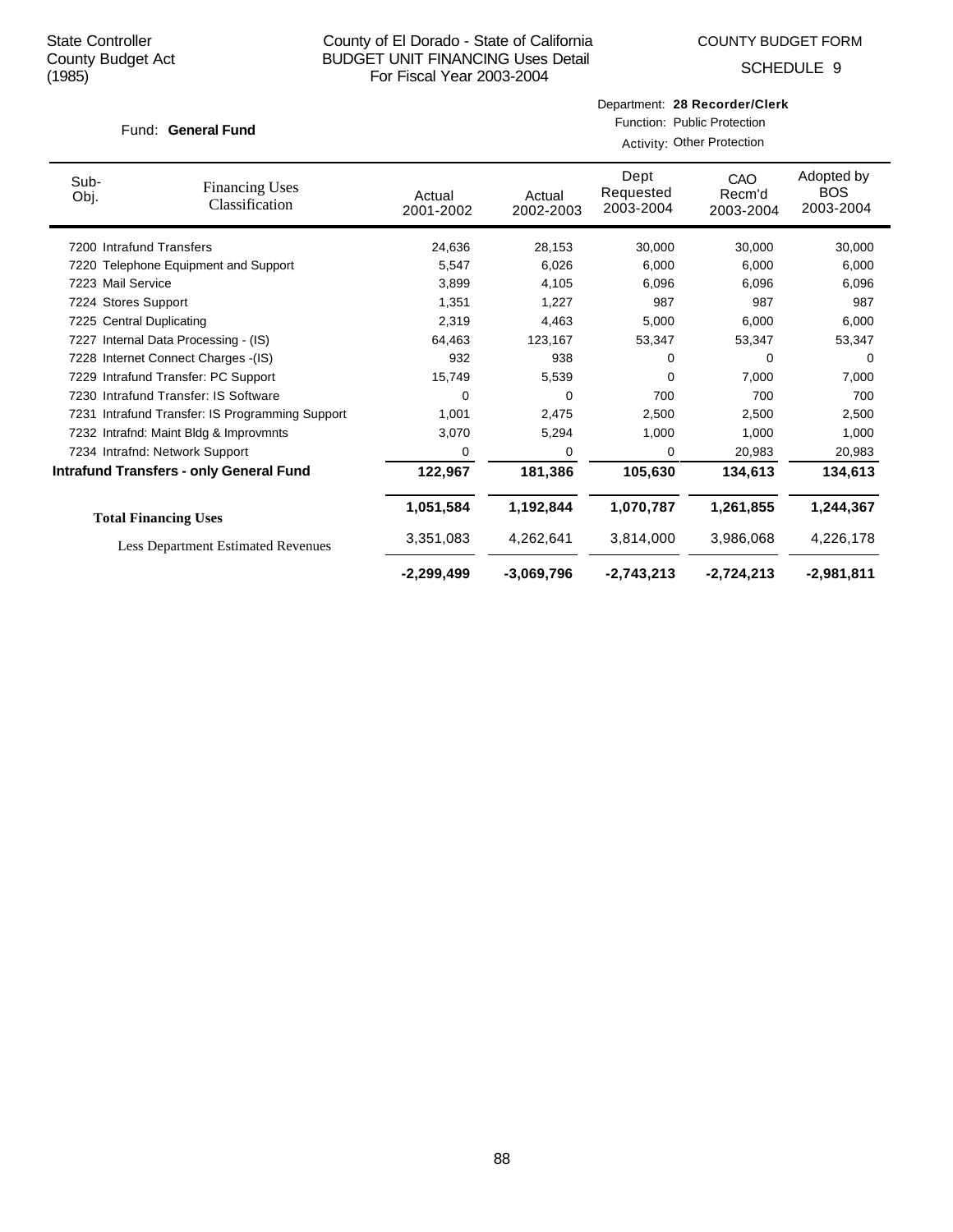State Controller
County Budget Act
(1985)

County of El Dorado - State of California
BUDGET UNIT FINANCING Uses Detail
For Fiscal Year 2003-2004

COUNTY BUDGET FORM
SCHEDULE 9

Fund: **General Fund**

Department: **28 Recorder/Clerk**
Function: Public Protection
Activity: Other Protection

| Sub-Obj. | Financing Uses Classification | Actual 2001-2002 | Actual 2002-2003 | Dept Requested 2003-2004 | CAO Recm'd 2003-2004 | Adopted by BOS 2003-2004 |
|---|---|---|---|---|---|---|
| 7200 | Intrafund Transfers | 24,636 | 28,153 | 30,000 | 30,000 | 30,000 |
| 7220 | Telephone Equipment and Support | 5,547 | 6,026 | 6,000 | 6,000 | 6,000 |
| 7223 | Mail Service | 3,899 | 4,105 | 6,096 | 6,096 | 6,096 |
| 7224 | Stores Support | 1,351 | 1,227 | 987 | 987 | 987 |
| 7225 | Central Duplicating | 2,319 | 4,463 | 5,000 | 6,000 | 6,000 |
| 7227 | Internal Data Processing - (IS) | 64,463 | 123,167 | 53,347 | 53,347 | 53,347 |
| 7228 | Internet Connect Charges -(IS) | 932 | 938 | 0 | 0 | 0 |
| 7229 | Intrafund Transfer: PC Support | 15,749 | 5,539 | 0 | 7,000 | 7,000 |
| 7230 | Intrafund Transfer: IS Software | 0 | 0 | 700 | 700 | 700 |
| 7231 | Intrafund Transfer: IS Programming Support | 1,001 | 2,475 | 2,500 | 2,500 | 2,500 |
| 7232 | Intrafnd: Maint Bldg & Improvmnts | 3,070 | 5,294 | 1,000 | 1,000 | 1,000 |
| 7234 | Intrafnd: Network Support | 0 | 0 | 0 | 20,983 | 20,983 |
| **Intrafund Transfers - only General Fund** | | **122,967** | **181,386** | **105,630** | **134,613** | **134,613** |
| **Total Financing Uses** | | **1,051,584** | **1,192,844** | **1,070,787** | **1,261,855** | **1,244,367** |
| Less Department Estimated Revenues | | 3,351,083 | 4,262,641 | 3,814,000 | 3,986,068 | 4,226,178 |
| | | **-2,299,499** | **-3,069,796** | **-2,743,213** | **-2,724,213** | **-2,981,811** |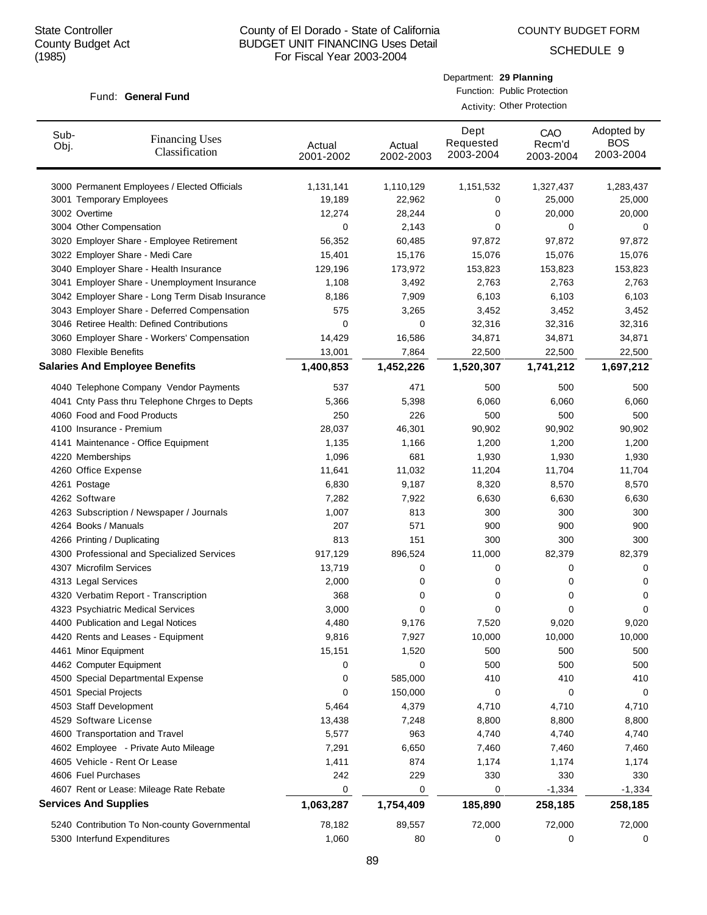State Controller
County Budget Act
(1985)

County of El Dorado - State of California
BUDGET UNIT FINANCING Uses Detail
For Fiscal Year 2003-2004

COUNTY BUDGET FORM

SCHEDULE 9

Fund: **General Fund**

Department: **29 Planning**
Function: Public Protection
Activity: Other Protection

| Sub-Obj. | Financing Uses Classification | Actual 2001-2002 | Actual 2002-2003 | Dept Requested 2003-2004 | CAO Recm'd 2003-2004 | Adopted by BOS 2003-2004 |
|---|---|---|---|---|---|---|
| 3000 | Permanent Employees / Elected Officials | 1,131,141 | 1,110,129 | 1,151,532 | 1,327,437 | 1,283,437 |
| 3001 | Temporary Employees | 19,189 | 22,962 | 0 | 25,000 | 25,000 |
| 3002 | Overtime | 12,274 | 28,244 | 0 | 20,000 | 20,000 |
| 3004 | Other Compensation | 0 | 2,143 | 0 | 0 | 0 |
| 3020 | Employer Share - Employee Retirement | 56,352 | 60,485 | 97,872 | 97,872 | 97,872 |
| 3022 | Employer Share - Medi Care | 15,401 | 15,176 | 15,076 | 15,076 | 15,076 |
| 3040 | Employer Share - Health Insurance | 129,196 | 173,972 | 153,823 | 153,823 | 153,823 |
| 3041 | Employer Share - Unemployment Insurance | 1,108 | 3,492 | 2,763 | 2,763 | 2,763 |
| 3042 | Employer Share - Long Term Disab Insurance | 8,186 | 7,909 | 6,103 | 6,103 | 6,103 |
| 3043 | Employer Share - Deferred Compensation | 575 | 3,265 | 3,452 | 3,452 | 3,452 |
| 3046 | Retiree Health: Defined Contributions | 0 | 0 | 32,316 | 32,316 | 32,316 |
| 3060 | Employer Share - Workers' Compensation | 14,429 | 16,586 | 34,871 | 34,871 | 34,871 |
| 3080 | Flexible Benefits | 13,001 | 7,864 | 22,500 | 22,500 | 22,500 |
| **Salaries And Employee Benefits** | | **1,400,853** | **1,452,226** | **1,520,307** | **1,741,212** | **1,697,212** |
| 4040 | Telephone Company Vendor Payments | 537 | 471 | 500 | 500 | 500 |
| 4041 | Cnty Pass thru Telephone Chrges to Depts | 5,366 | 5,398 | 6,060 | 6,060 | 6,060 |
| 4060 | Food and Food Products | 250 | 226 | 500 | 500 | 500 |
| 4100 | Insurance - Premium | 28,037 | 46,301 | 90,902 | 90,902 | 90,902 |
| 4141 | Maintenance - Office Equipment | 1,135 | 1,166 | 1,200 | 1,200 | 1,200 |
| 4220 | Memberships | 1,096 | 681 | 1,930 | 1,930 | 1,930 |
| 4260 | Office Expense | 11,641 | 11,032 | 11,204 | 11,704 | 11,704 |
| 4261 | Postage | 6,830 | 9,187 | 8,320 | 8,570 | 8,570 |
| 4262 | Software | 7,282 | 7,922 | 6,630 | 6,630 | 6,630 |
| 4263 | Subscription / Newspaper / Journals | 1,007 | 813 | 300 | 300 | 300 |
| 4264 | Books / Manuals | 207 | 571 | 900 | 900 | 900 |
| 4266 | Printing / Duplicating | 813 | 151 | 300 | 300 | 300 |
| 4300 | Professional and Specialized Services | 917,129 | 896,524 | 11,000 | 82,379 | 82,379 |
| 4307 | Microfilm Services | 13,719 | 0 | 0 | 0 | 0 |
| 4313 | Legal Services | 2,000 | 0 | 0 | 0 | 0 |
| 4320 | Verbatim Report - Transcription | 368 | 0 | 0 | 0 | 0 |
| 4323 | Psychiatric Medical Services | 3,000 | 0 | 0 | 0 | 0 |
| 4400 | Publication and Legal Notices | 4,480 | 9,176 | 7,520 | 9,020 | 9,020 |
| 4420 | Rents and Leases - Equipment | 9,816 | 7,927 | 10,000 | 10,000 | 10,000 |
| 4461 | Minor Equipment | 15,151 | 1,520 | 500 | 500 | 500 |
| 4462 | Computer Equipment | 0 | 0 | 500 | 500 | 500 |
| 4500 | Special Departmental Expense | 0 | 585,000 | 410 | 410 | 410 |
| 4501 | Special Projects | 0 | 150,000 | 0 | 0 | 0 |
| 4503 | Staff Development | 5,464 | 4,379 | 4,710 | 4,710 | 4,710 |
| 4529 | Software License | 13,438 | 7,248 | 8,800 | 8,800 | 8,800 |
| 4600 | Transportation and Travel | 5,577 | 963 | 4,740 | 4,740 | 4,740 |
| 4602 | Employee - Private Auto Mileage | 7,291 | 6,650 | 7,460 | 7,460 | 7,460 |
| 4605 | Vehicle - Rent Or Lease | 1,411 | 874 | 1,174 | 1,174 | 1,174 |
| 4606 | Fuel Purchases | 242 | 229 | 330 | 330 | 330 |
| 4607 | Rent or Lease: Mileage Rate Rebate | 0 | 0 | 0 | -1,334 | -1,334 |
| **Services And Supplies** | | **1,063,287** | **1,754,409** | **185,890** | **258,185** | **258,185** |
| 5240 | Contribution To Non-county Governmental | 78,182 | 89,557 | 72,000 | 72,000 | 72,000 |
| 5300 | Interfund Expenditures | 1,060 | 80 | 0 | 0 | 0 |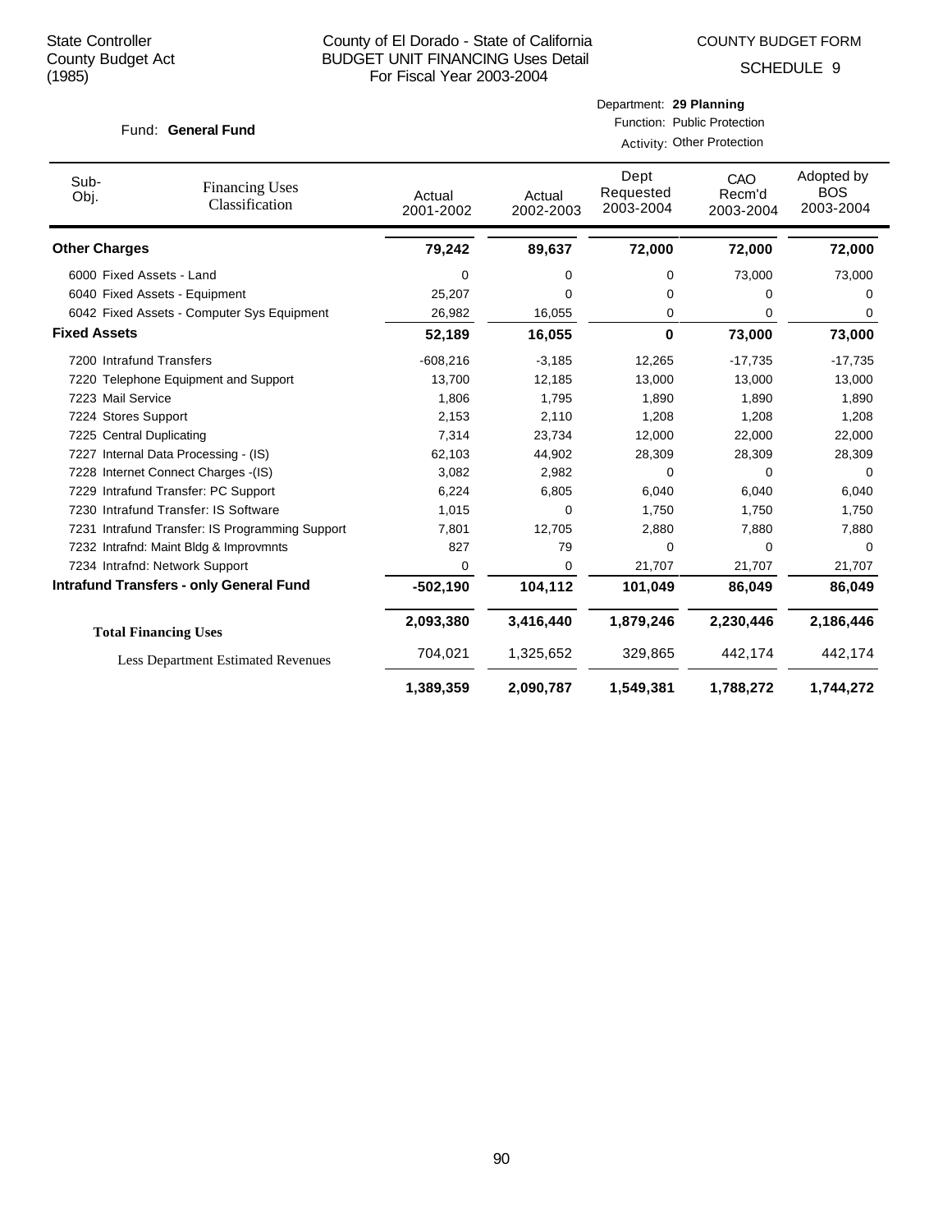State Controller
County Budget Act
(1985)

County of El Dorado - State of California
BUDGET UNIT FINANCING Uses Detail
For Fiscal Year 2003-2004

COUNTY BUDGET FORM
SCHEDULE 9

Fund: **General Fund**

Department: **29 Planning**
Function: Public Protection
Activity: Other Protection

| Sub-Obj. | Financing Uses Classification | Actual 2001-2002 | Actual 2002-2003 | Dept Requested 2003-2004 | CAO Recm'd 2003-2004 | Adopted by BOS 2003-2004 |
|---|---|---|---|---|---|---|
| **Other Charges** | | **79,242** | **89,637** | **72,000** | **72,000** | **72,000** |
| 6000 | Fixed Assets - Land | 0 | 0 | 0 | 73,000 | 73,000 |
| 6040 | Fixed Assets - Equipment | 25,207 | 0 | 0 | 0 | 0 |
| 6042 | Fixed Assets - Computer Sys Equipment | 26,982 | 16,055 | 0 | 0 | 0 |
| **Fixed Assets** | | **52,189** | **16,055** | **0** | **73,000** | **73,000** |
| 7200 | Intrafund Transfers | -608,216 | -3,185 | 12,265 | -17,735 | -17,735 |
| 7220 | Telephone Equipment and Support | 13,700 | 12,185 | 13,000 | 13,000 | 13,000 |
| 7223 | Mail Service | 1,806 | 1,795 | 1,890 | 1,890 | 1,890 |
| 7224 | Stores Support | 2,153 | 2,110 | 1,208 | 1,208 | 1,208 |
| 7225 | Central Duplicating | 7,314 | 23,734 | 12,000 | 22,000 | 22,000 |
| 7227 | Internal Data Processing - (IS) | 62,103 | 44,902 | 28,309 | 28,309 | 28,309 |
| 7228 | Internet Connect Charges -(IS) | 3,082 | 2,982 | 0 | 0 | 0 |
| 7229 | Intrafund Transfer: PC Support | 6,224 | 6,805 | 6,040 | 6,040 | 6,040 |
| 7230 | Intrafund Transfer: IS Software | 1,015 | 0 | 1,750 | 1,750 | 1,750 |
| 7231 | Intrafund Transfer: IS Programming Support | 7,801 | 12,705 | 2,880 | 7,880 | 7,880 |
| 7232 | Intrafnd: Maint Bldg & Improvmnts | 827 | 79 | 0 | 0 | 0 |
| 7234 | Intrafnd: Network Support | 0 | 0 | 21,707 | 21,707 | 21,707 |
| **Intrafund Transfers - only General Fund** | | **-502,190** | **104,112** | **101,049** | **86,049** | **86,049** |
| **Total Financing Uses** | | **2,093,380** | **3,416,440** | **1,879,246** | **2,230,446** | **2,186,446** |
| Less Department Estimated Revenues | | 704,021 | 1,325,652 | 329,865 | 442,174 | 442,174 |
| | | **1,389,359** | **2,090,787** | **1,549,381** | **1,788,272** | **1,744,272** |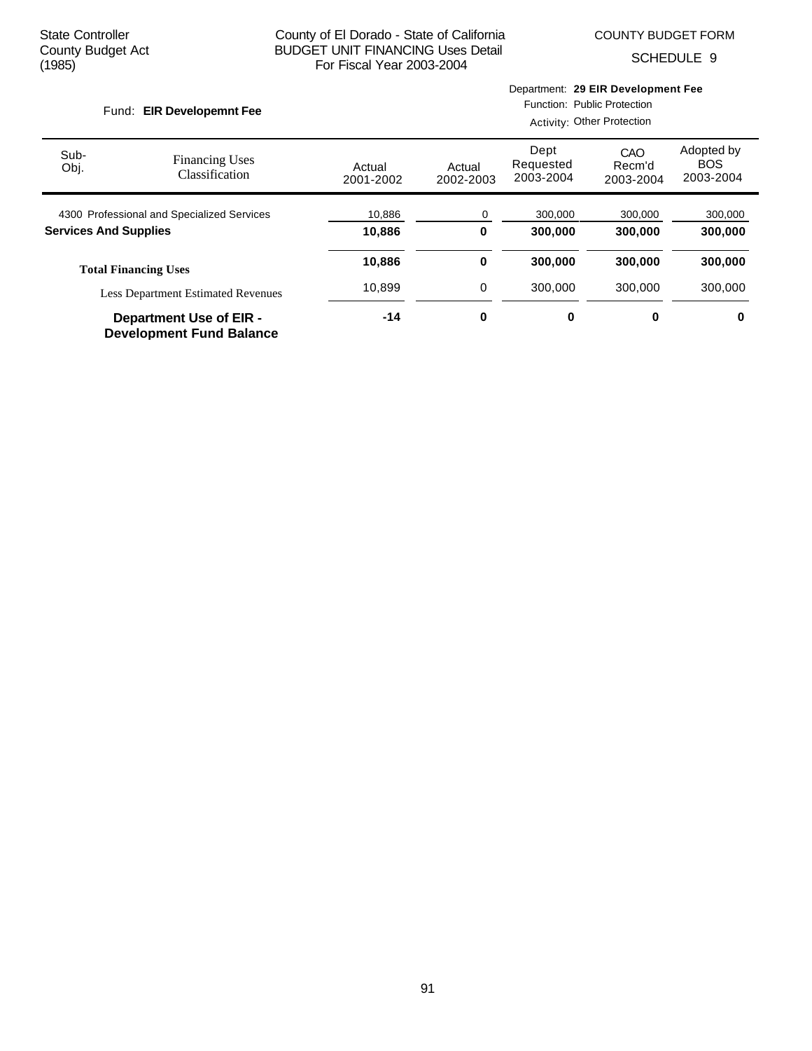State Controller
County Budget Act
(1985)

County of El Dorado - State of California
BUDGET UNIT FINANCING Uses Detail
For Fiscal Year 2003-2004

COUNTY BUDGET FORM
SCHEDULE 9

Fund: **EIR Developemnt Fee**

Department: **29 EIR Development Fee**
Function: Public Protection
Activity: Other Protection

| Sub-Obj. | Financing Uses Classification | Actual 2001-2002 | Actual 2002-2003 | Dept Requested 2003-2004 | CAO Recm'd 2003-2004 | Adopted by BOS 2003-2004 |
|---|---|---|---|---|---|---|
| 4300 | Professional and Specialized Services | 10,886 | 0 | 300,000 | 300,000 | 300,000 |
| **Services And Supplies** | | **10,886** | **0** | **300,000** | **300,000** | **300,000** |
| | **Total Financing Uses** | **10,886** | **0** | **300,000** | **300,000** | **300,000** |
| | Less Department Estimated Revenues | 10,899 | 0 | 300,000 | 300,000 | 300,000 |
| | **Department Use of EIR - Development Fund Balance** | **-14** | **0** | **0** | **0** | **0** |